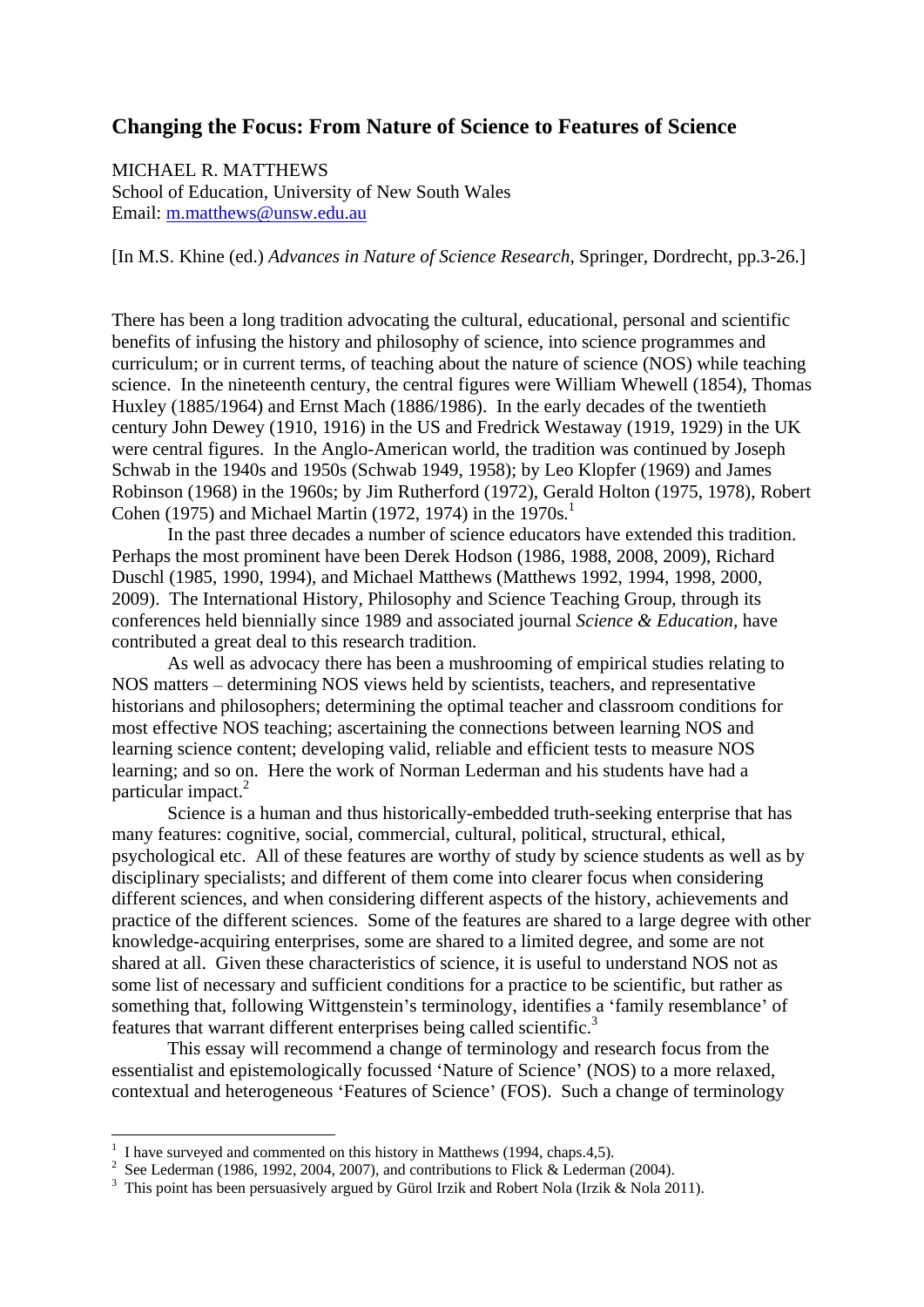# Changing the Focus: From Nature of Science to Features of Science

MICHAEL R. MATTHEWS
School of Education, University of New South Wales
Email: m.matthews@unsw.edu.au

[In M.S. Khine (ed.) *Advances in Nature of Science Research*, Springer, Dordrecht, pp.3-26.]

There has been a long tradition advocating the cultural, educational, personal and scientific benefits of infusing the history and philosophy of science, into science programmes and curriculum; or in current terms, of teaching about the nature of science (NOS) while teaching science. In the nineteenth century, the central figures were William Whewell (1854), Thomas Huxley (1885/1964) and Ernst Mach (1886/1986). In the early decades of the twentieth century John Dewey (1910, 1916) in the US and Fredrick Westaway (1919, 1929) in the UK were central figures. In the Anglo-American world, the tradition was continued by Joseph Schwab in the 1940s and 1950s (Schwab 1949, 1958); by Leo Klopfer (1969) and James Robinson (1968) in the 1960s; by Jim Rutherford (1972), Gerald Holton (1975, 1978), Robert Cohen (1975) and Michael Martin (1972, 1974) in the 1970s.[1]

In the past three decades a number of science educators have extended this tradition. Perhaps the most prominent have been Derek Hodson (1986, 1988, 2008, 2009), Richard Duschl (1985, 1990, 1994), and Michael Matthews (Matthews 1992, 1994, 1998, 2000, 2009). The International History, Philosophy and Science Teaching Group, through its conferences held biennially since 1989 and associated journal *Science & Education*, have contributed a great deal to this research tradition.

As well as advocacy there has been a mushrooming of empirical studies relating to NOS matters – determining NOS views held by scientists, teachers, and representative historians and philosophers; determining the optimal teacher and classroom conditions for most effective NOS teaching; ascertaining the connections between learning NOS and learning science content; developing valid, reliable and efficient tests to measure NOS learning; and so on. Here the work of Norman Lederman and his students have had a particular impact.[2]

Science is a human and thus historically-embedded truth-seeking enterprise that has many features: cognitive, social, commercial, cultural, political, structural, ethical, psychological etc. All of these features are worthy of study by science students as well as by disciplinary specialists; and different of them come into clearer focus when considering different sciences, and when considering different aspects of the history, achievements and practice of the different sciences. Some of the features are shared to a large degree with other knowledge-acquiring enterprises, some are shared to a limited degree, and some are not shared at all. Given these characteristics of science, it is useful to understand NOS not as some list of necessary and sufficient conditions for a practice to be scientific, but rather as something that, following Wittgenstein's terminology, identifies a 'family resemblance' of features that warrant different enterprises being called scientific.[3]

This essay will recommend a change of terminology and research focus from the essentialist and epistemologically focussed 'Nature of Science' (NOS) to a more relaxed, contextual and heterogeneous 'Features of Science' (FOS). Such a change of terminology

[1] I have surveyed and commented on this history in Matthews (1994, chaps.4,5).
[2] See Lederman (1986, 1992, 2004, 2007), and contributions to Flick & Lederman (2004).
[3] This point has been persuasively argued by Gürol Irzik and Robert Nola (Irzik & Nola 2011).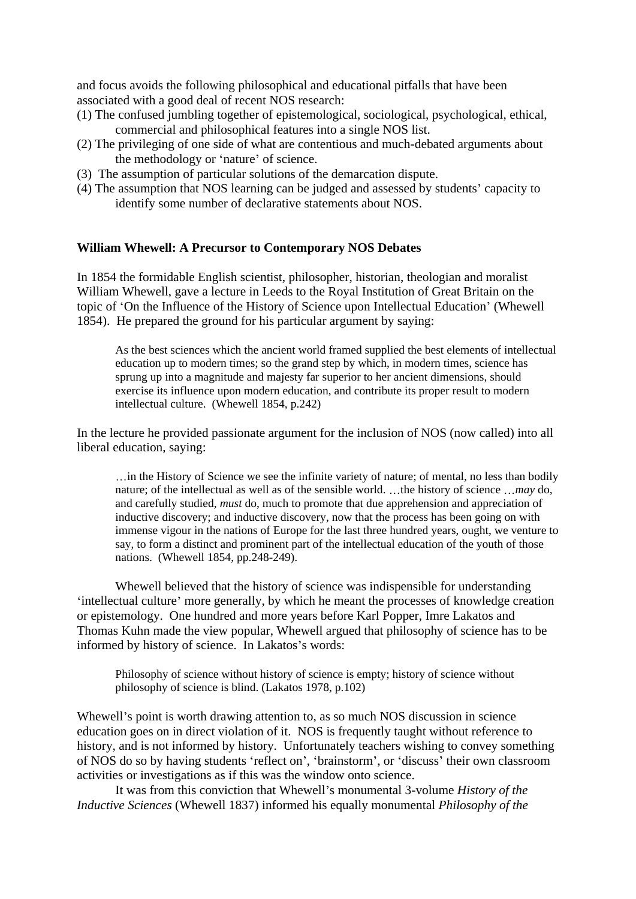and focus avoids the following philosophical and educational pitfalls that have been associated with a good deal of recent NOS research:

(1) The confused jumbling together of epistemological, sociological, psychological, ethical, commercial and philosophical features into a single NOS list.
(2) The privileging of one side of what are contentious and much-debated arguments about the methodology or 'nature' of science.
(3) The assumption of particular solutions of the demarcation dispute.
(4) The assumption that NOS learning can be judged and assessed by students' capacity to identify some number of declarative statements about NOS.

**William Whewell: A Precursor to Contemporary NOS Debates**

In 1854 the formidable English scientist, philosopher, historian, theologian and moralist William Whewell, gave a lecture in Leeds to the Royal Institution of Great Britain on the topic of 'On the Influence of the History of Science upon Intellectual Education' (Whewell 1854). He prepared the ground for his particular argument by saying:

> As the best sciences which the ancient world framed supplied the best elements of intellectual education up to modern times; so the grand step by which, in modern times, science has sprung up into a magnitude and majesty far superior to her ancient dimensions, should exercise its influence upon modern education, and contribute its proper result to modern intellectual culture. (Whewell 1854, p.242)

In the lecture he provided passionate argument for the inclusion of NOS (now called) into all liberal education, saying:

> …in the History of Science we see the infinite variety of nature; of mental, no less than bodily nature; of the intellectual as well as of the sensible world. …the history of science …*may* do, and carefully studied, *must* do, much to promote that due apprehension and appreciation of inductive discovery; and inductive discovery, now that the process has been going on with immense vigour in the nations of Europe for the last three hundred years, ought, we venture to say, to form a distinct and prominent part of the intellectual education of the youth of those nations. (Whewell 1854, pp.248-249).

Whewell believed that the history of science was indispensible for understanding 'intellectual culture' more generally, by which he meant the processes of knowledge creation or epistemology. One hundred and more years before Karl Popper, Imre Lakatos and Thomas Kuhn made the view popular, Whewell argued that philosophy of science has to be informed by history of science. In Lakatos's words:

> Philosophy of science without history of science is empty; history of science without philosophy of science is blind. (Lakatos 1978, p.102)

Whewell's point is worth drawing attention to, as so much NOS discussion in science education goes on in direct violation of it. NOS is frequently taught without reference to history, and is not informed by history. Unfortunately teachers wishing to convey something of NOS do so by having students 'reflect on', 'brainstorm', or 'discuss' their own classroom activities or investigations as if this was the window onto science.

It was from this conviction that Whewell's monumental 3-volume *History of the Inductive Sciences* (Whewell 1837) informed his equally monumental *Philosophy of the*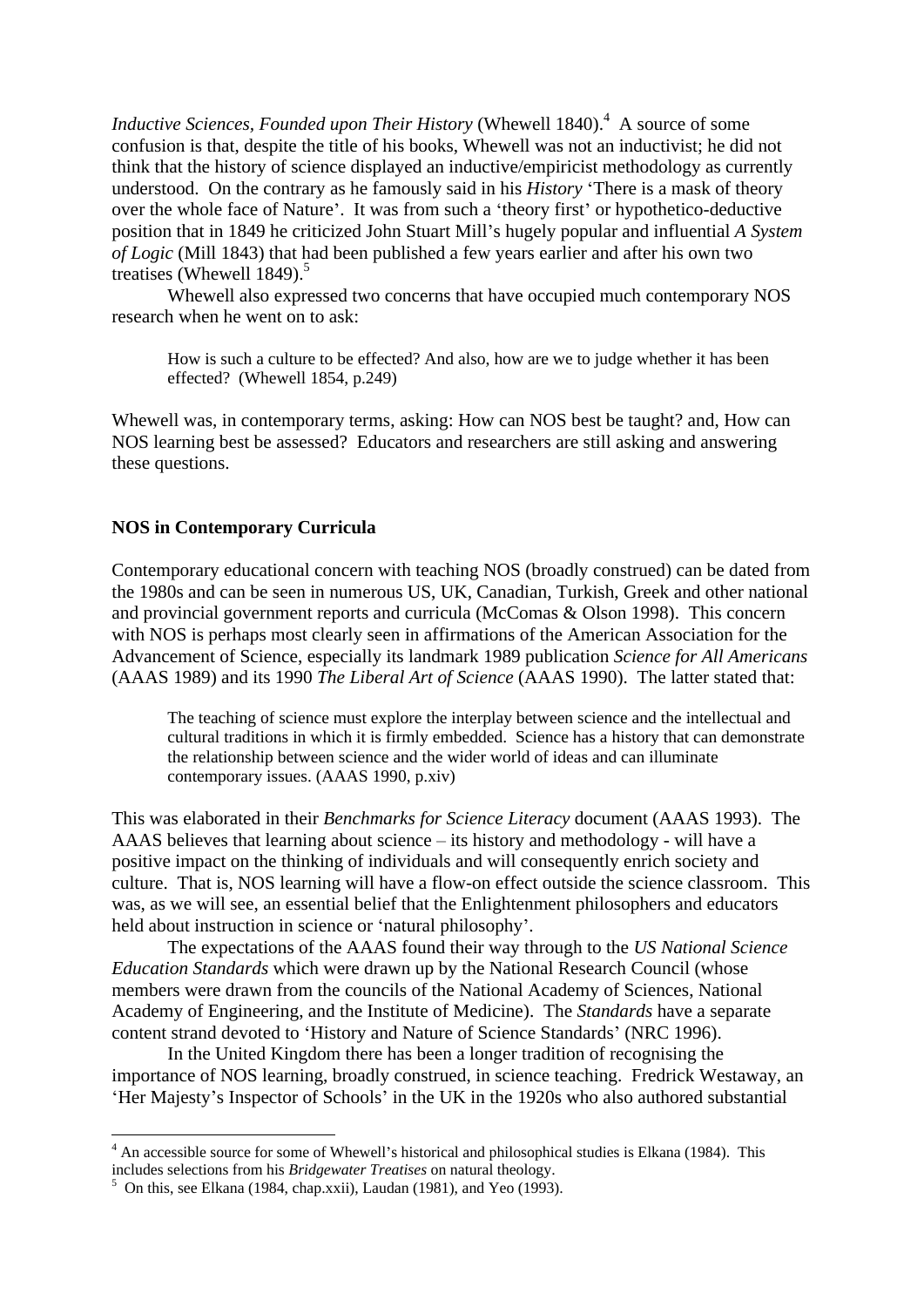*Inductive Sciences, Founded upon Their History* (Whewell 1840).[4] A source of some confusion is that, despite the title of his books, Whewell was not an inductivist; he did not think that the history of science displayed an inductive/empiricist methodology as currently understood. On the contrary as he famously said in his *History* 'There is a mask of theory over the whole face of Nature'. It was from such a 'theory first' or hypothetico-deductive position that in 1849 he criticized John Stuart Mill's hugely popular and influential *A System of Logic* (Mill 1843) that had been published a few years earlier and after his own two treatises (Whewell 1849).[5]

Whewell also expressed two concerns that have occupied much contemporary NOS research when he went on to ask:

> How is such a culture to be effected? And also, how are we to judge whether it has been effected? (Whewell 1854, p.249)

Whewell was, in contemporary terms, asking: How can NOS best be taught? and, How can NOS learning best be assessed? Educators and researchers are still asking and answering these questions.

**NOS in Contemporary Curricula**

Contemporary educational concern with teaching NOS (broadly construed) can be dated from the 1980s and can be seen in numerous US, UK, Canadian, Turkish, Greek and other national and provincial government reports and curricula (McComas & Olson 1998). This concern with NOS is perhaps most clearly seen in affirmations of the American Association for the Advancement of Science, especially its landmark 1989 publication *Science for All Americans* (AAAS 1989) and its 1990 *The Liberal Art of Science* (AAAS 1990). The latter stated that:

> The teaching of science must explore the interplay between science and the intellectual and cultural traditions in which it is firmly embedded. Science has a history that can demonstrate the relationship between science and the wider world of ideas and can illuminate contemporary issues. (AAAS 1990, p.xiv)

This was elaborated in their *Benchmarks for Science Literacy* document (AAAS 1993). The AAAS believes that learning about science – its history and methodology - will have a positive impact on the thinking of individuals and will consequently enrich society and culture. That is, NOS learning will have a flow-on effect outside the science classroom. This was, as we will see, an essential belief that the Enlightenment philosophers and educators held about instruction in science or 'natural philosophy'.

The expectations of the AAAS found their way through to the *US National Science Education Standards* which were drawn up by the National Research Council (whose members were drawn from the councils of the National Academy of Sciences, National Academy of Engineering, and the Institute of Medicine). The *Standards* have a separate content strand devoted to 'History and Nature of Science Standards' (NRC 1996).

In the United Kingdom there has been a longer tradition of recognising the importance of NOS learning, broadly construed, in science teaching. Fredrick Westaway, an 'Her Majesty's Inspector of Schools' in the UK in the 1920s who also authored substantial

[4] An accessible source for some of Whewell's historical and philosophical studies is Elkana (1984). This includes selections from his *Bridgewater Treatises* on natural theology.

[5] On this, see Elkana (1984, chap.xxii), Laudan (1981), and Yeo (1993).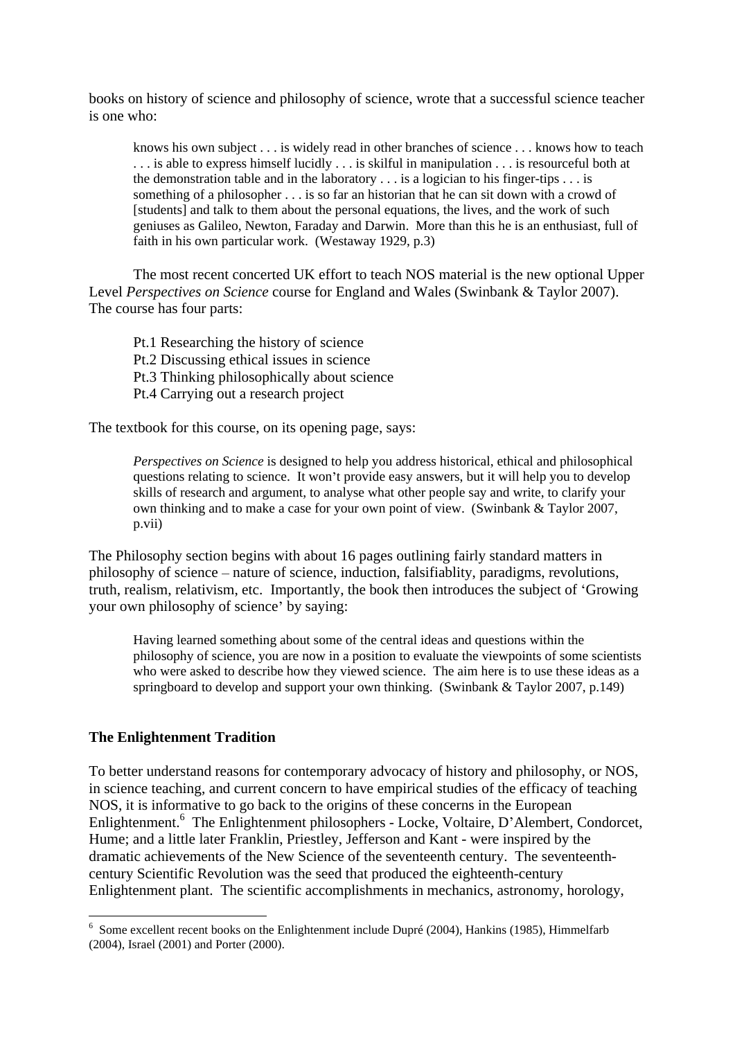books on history of science and philosophy of science, wrote that a successful science teacher is one who:

> knows his own subject . . . is widely read in other branches of science . . . knows how to teach . . . is able to express himself lucidly . . . is skilful in manipulation . . . is resourceful both at the demonstration table and in the laboratory . . . is a logician to his finger-tips . . . is something of a philosopher . . . is so far an historian that he can sit down with a crowd of [students] and talk to them about the personal equations, the lives, and the work of such geniuses as Galileo, Newton, Faraday and Darwin. More than this he is an enthusiast, full of faith in his own particular work. (Westaway 1929, p.3)

The most recent concerted UK effort to teach NOS material is the new optional Upper Level *Perspectives on Science* course for England and Wales (Swinbank & Taylor 2007). The course has four parts:

> Pt.1 Researching the history of science
> Pt.2 Discussing ethical issues in science
> Pt.3 Thinking philosophically about science
> Pt.4 Carrying out a research project

The textbook for this course, on its opening page, says:

> *Perspectives on Science* is designed to help you address historical, ethical and philosophical questions relating to science. It won't provide easy answers, but it will help you to develop skills of research and argument, to analyse what other people say and write, to clarify your own thinking and to make a case for your own point of view. (Swinbank & Taylor 2007, p.vii)

The Philosophy section begins with about 16 pages outlining fairly standard matters in philosophy of science – nature of science, induction, falsifiablity, paradigms, revolutions, truth, realism, relativism, etc. Importantly, the book then introduces the subject of 'Growing your own philosophy of science' by saying:

> Having learned something about some of the central ideas and questions within the philosophy of science, you are now in a position to evaluate the viewpoints of some scientists who were asked to describe how they viewed science. The aim here is to use these ideas as a springboard to develop and support your own thinking. (Swinbank & Taylor 2007, p.149)

## The Enlightenment Tradition

To better understand reasons for contemporary advocacy of history and philosophy, or NOS, in science teaching, and current concern to have empirical studies of the efficacy of teaching NOS, it is informative to go back to the origins of these concerns in the European Enlightenment.[6] The Enlightenment philosophers - Locke, Voltaire, D'Alembert, Condorcet, Hume; and a little later Franklin, Priestley, Jefferson and Kant - were inspired by the dramatic achievements of the New Science of the seventeenth century. The seventeenth-century Scientific Revolution was the seed that produced the eighteenth-century Enlightenment plant. The scientific accomplishments in mechanics, astronomy, horology,

---

[6] Some excellent recent books on the Enlightenment include Dupré (2004), Hankins (1985), Himmelfarb (2004), Israel (2001) and Porter (2000).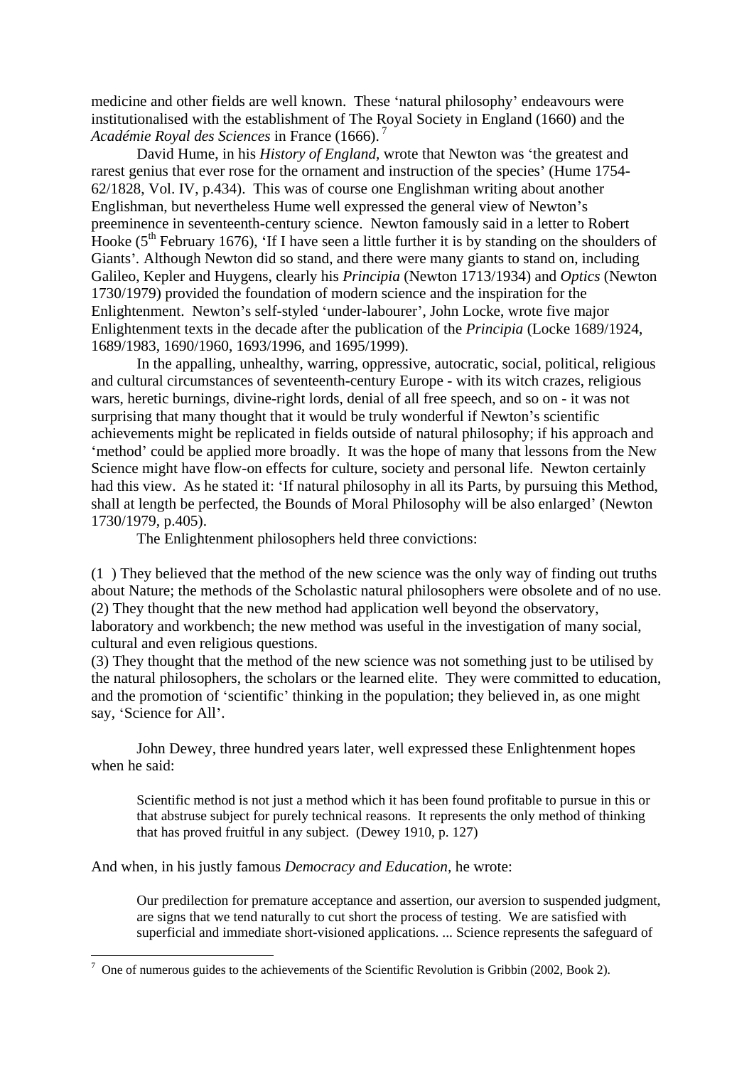medicine and other fields are well known. These 'natural philosophy' endeavours were institutionalised with the establishment of The Royal Society in England (1660) and the *Académie Royal des Sciences* in France (1666).[7]

David Hume, in his *History of England*, wrote that Newton was 'the greatest and rarest genius that ever rose for the ornament and instruction of the species' (Hume 1754-62/1828, Vol. IV, p.434). This was of course one Englishman writing about another Englishman, but nevertheless Hume well expressed the general view of Newton's preeminence in seventeenth-century science. Newton famously said in a letter to Robert Hooke (5th February 1676), 'If I have seen a little further it is by standing on the shoulders of Giants'. Although Newton did so stand, and there were many giants to stand on, including Galileo, Kepler and Huygens, clearly his *Principia* (Newton 1713/1934) and *Optics* (Newton 1730/1979) provided the foundation of modern science and the inspiration for the Enlightenment. Newton's self-styled 'under-labourer', John Locke, wrote five major Enlightenment texts in the decade after the publication of the *Principia* (Locke 1689/1924, 1689/1983, 1690/1960, 1693/1996, and 1695/1999).

In the appalling, unhealthy, warring, oppressive, autocratic, social, political, religious and cultural circumstances of seventeenth-century Europe - with its witch crazes, religious wars, heretic burnings, divine-right lords, denial of all free speech, and so on - it was not surprising that many thought that it would be truly wonderful if Newton's scientific achievements might be replicated in fields outside of natural philosophy; if his approach and 'method' could be applied more broadly. It was the hope of many that lessons from the New Science might have flow-on effects for culture, society and personal life. Newton certainly had this view. As he stated it: 'If natural philosophy in all its Parts, by pursuing this Method, shall at length be perfected, the Bounds of Moral Philosophy will be also enlarged' (Newton 1730/1979, p.405).

The Enlightenment philosophers held three convictions:

(1) They believed that the method of the new science was the only way of finding out truths about Nature; the methods of the Scholastic natural philosophers were obsolete and of no use.
(2) They thought that the new method had application well beyond the observatory, laboratory and workbench; the new method was useful in the investigation of many social, cultural and even religious questions.
(3) They thought that the method of the new science was not something just to be utilised by the natural philosophers, the scholars or the learned elite. They were committed to education, and the promotion of 'scientific' thinking in the population; they believed in, as one might say, 'Science for All'.

John Dewey, three hundred years later, well expressed these Enlightenment hopes when he said:

> Scientific method is not just a method which it has been found profitable to pursue in this or that abstruse subject for purely technical reasons. It represents the only method of thinking that has proved fruitful in any subject. (Dewey 1910, p. 127)

And when, in his justly famous *Democracy and Education*, he wrote:

> Our predilection for premature acceptance and assertion, our aversion to suspended judgment, are signs that we tend naturally to cut short the process of testing. We are satisfied with superficial and immediate short-visioned applications. ... Science represents the safeguard of

[7] One of numerous guides to the achievements of the Scientific Revolution is Gribbin (2002, Book 2).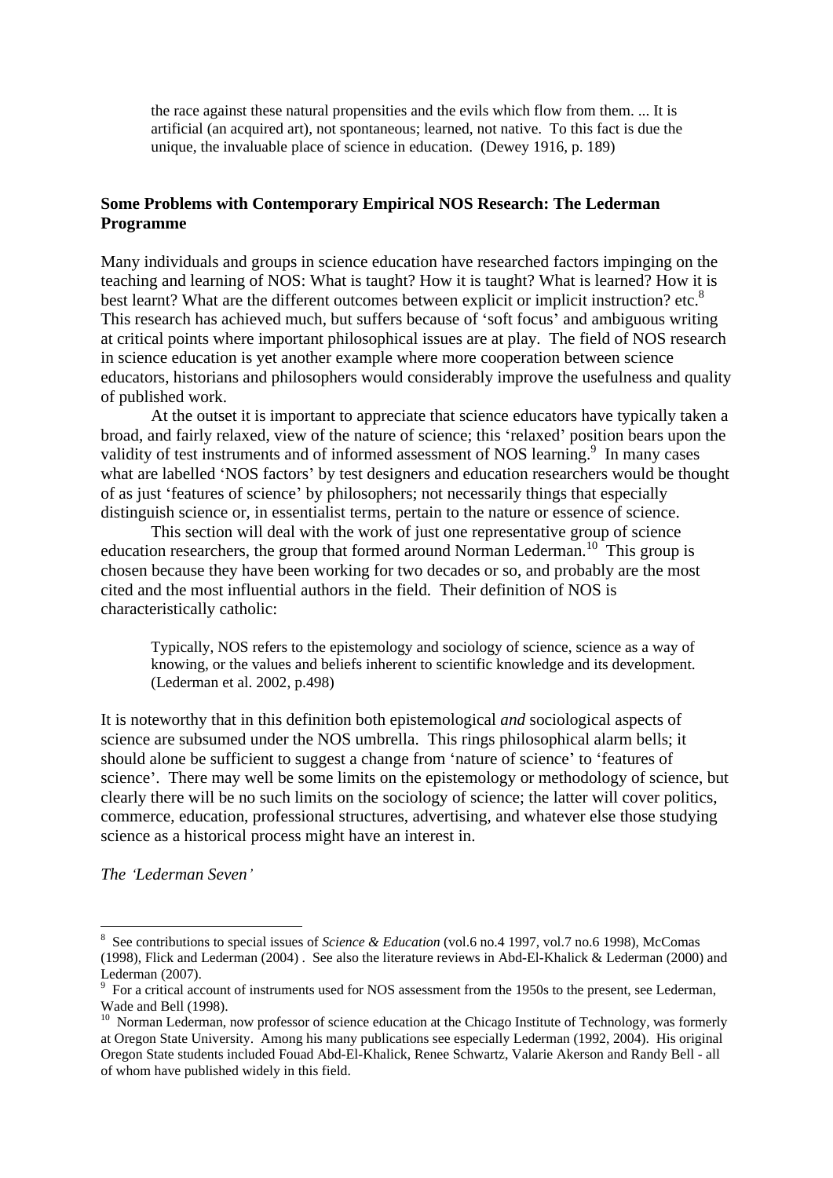> the race against these natural propensities and the evils which flow from them. ... It is artificial (an acquired art), not spontaneous; learned, not native. To this fact is due the unique, the invaluable place of science in education. (Dewey 1916, p. 189)

### Some Problems with Contemporary Empirical NOS Research: The Lederman Programme

Many individuals and groups in science education have researched factors impinging on the teaching and learning of NOS: What is taught? How it is taught? What is learned? How it is best learnt? What are the different outcomes between explicit or implicit instruction? etc.[8] This research has achieved much, but suffers because of 'soft focus' and ambiguous writing at critical points where important philosophical issues are at play. The field of NOS research in science education is yet another example where more cooperation between science educators, historians and philosophers would considerably improve the usefulness and quality of published work.

At the outset it is important to appreciate that science educators have typically taken a broad, and fairly relaxed, view of the nature of science; this 'relaxed' position bears upon the validity of test instruments and of informed assessment of NOS learning.[9] In many cases what are labelled 'NOS factors' by test designers and education researchers would be thought of as just 'features of science' by philosophers; not necessarily things that especially distinguish science or, in essentialist terms, pertain to the nature or essence of science.

This section will deal with the work of just one representative group of science education researchers, the group that formed around Norman Lederman.[10] This group is chosen because they have been working for two decades or so, and probably are the most cited and the most influential authors in the field. Their definition of NOS is characteristically catholic:

> Typically, NOS refers to the epistemology and sociology of science, science as a way of knowing, or the values and beliefs inherent to scientific knowledge and its development. (Lederman et al. 2002, p.498)

It is noteworthy that in this definition both epistemological *and* sociological aspects of science are subsumed under the NOS umbrella. This rings philosophical alarm bells; it should alone be sufficient to suggest a change from 'nature of science' to 'features of science'. There may well be some limits on the epistemology or methodology of science, but clearly there will be no such limits on the sociology of science; the latter will cover politics, commerce, education, professional structures, advertising, and whatever else those studying science as a historical process might have an interest in.

*The 'Lederman Seven'*

---

8 See contributions to special issues of *Science & Education* (vol.6 no.4 1997, vol.7 no.6 1998), McComas (1998), Flick and Lederman (2004) . See also the literature reviews in Abd-El-Khalick & Lederman (2000) and Lederman (2007).

9 For a critical account of instruments used for NOS assessment from the 1950s to the present, see Lederman, Wade and Bell (1998).

10 Norman Lederman, now professor of science education at the Chicago Institute of Technology, was formerly at Oregon State University. Among his many publications see especially Lederman (1992, 2004). His original Oregon State students included Fouad Abd-El-Khalick, Renee Schwartz, Valarie Akerson and Randy Bell - all of whom have published widely in this field.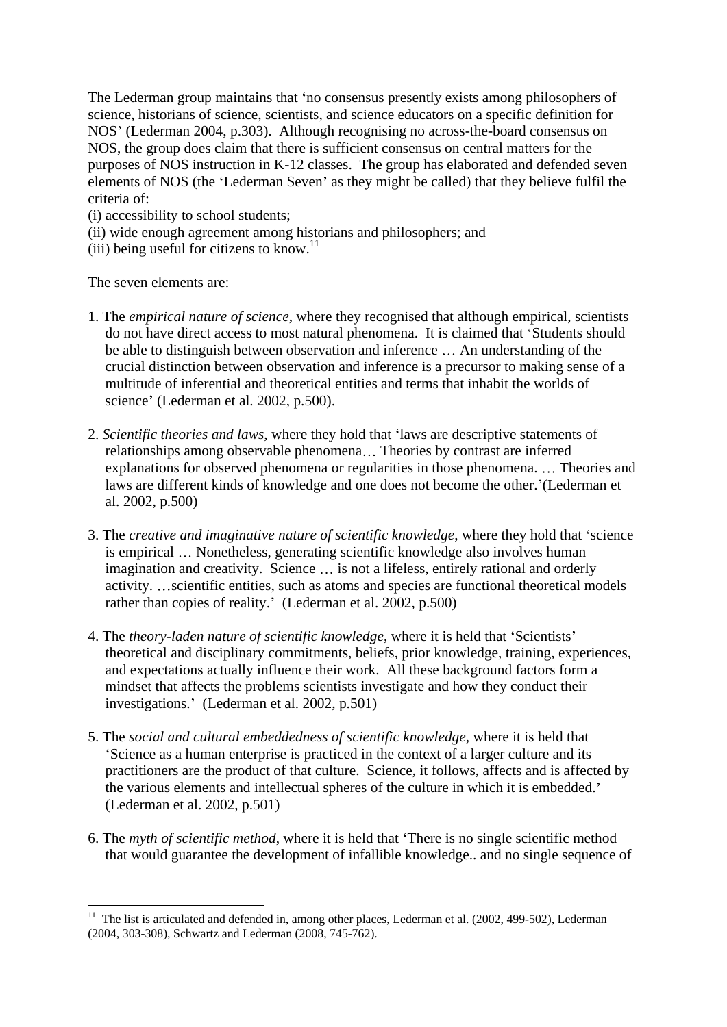The Lederman group maintains that 'no consensus presently exists among philosophers of science, historians of science, scientists, and science educators on a specific definition for NOS' (Lederman 2004, p.303). Although recognising no across-the-board consensus on NOS, the group does claim that there is sufficient consensus on central matters for the purposes of NOS instruction in K-12 classes. The group has elaborated and defended seven elements of NOS (the 'Lederman Seven' as they might be called) that they believe fulfil the criteria of:

(i) accessibility to school students;
(ii) wide enough agreement among historians and philosophers; and
(iii) being useful for citizens to know.[11]

The seven elements are:

1. The *empirical nature of science*, where they recognised that although empirical, scientists do not have direct access to most natural phenomena. It is claimed that 'Students should be able to distinguish between observation and inference … An understanding of the crucial distinction between observation and inference is a precursor to making sense of a multitude of inferential and theoretical entities and terms that inhabit the worlds of science' (Lederman et al. 2002, p.500).

2. *Scientific theories and laws*, where they hold that 'laws are descriptive statements of relationships among observable phenomena… Theories by contrast are inferred explanations for observed phenomena or regularities in those phenomena. … Theories and laws are different kinds of knowledge and one does not become the other.'(Lederman et al. 2002, p.500)

3. The *creative and imaginative nature of scientific knowledge*, where they hold that 'science is empirical … Nonetheless, generating scientific knowledge also involves human imagination and creativity. Science … is not a lifeless, entirely rational and orderly activity. …scientific entities, such as atoms and species are functional theoretical models rather than copies of reality.' (Lederman et al. 2002, p.500)

4. The *theory-laden nature of scientific knowledge*, where it is held that 'Scientists' theoretical and disciplinary commitments, beliefs, prior knowledge, training, experiences, and expectations actually influence their work. All these background factors form a mindset that affects the problems scientists investigate and how they conduct their investigations.' (Lederman et al. 2002, p.501)

5. The *social and cultural embeddedness of scientific knowledge*, where it is held that 'Science as a human enterprise is practiced in the context of a larger culture and its practitioners are the product of that culture. Science, it follows, affects and is affected by the various elements and intellectual spheres of the culture in which it is embedded.' (Lederman et al. 2002, p.501)

6. The *myth of scientific method*, where it is held that 'There is no single scientific method that would guarantee the development of infallible knowledge.. and no single sequence of

[11] The list is articulated and defended in, among other places, Lederman et al. (2002, 499-502), Lederman (2004, 303-308), Schwartz and Lederman (2008, 745-762).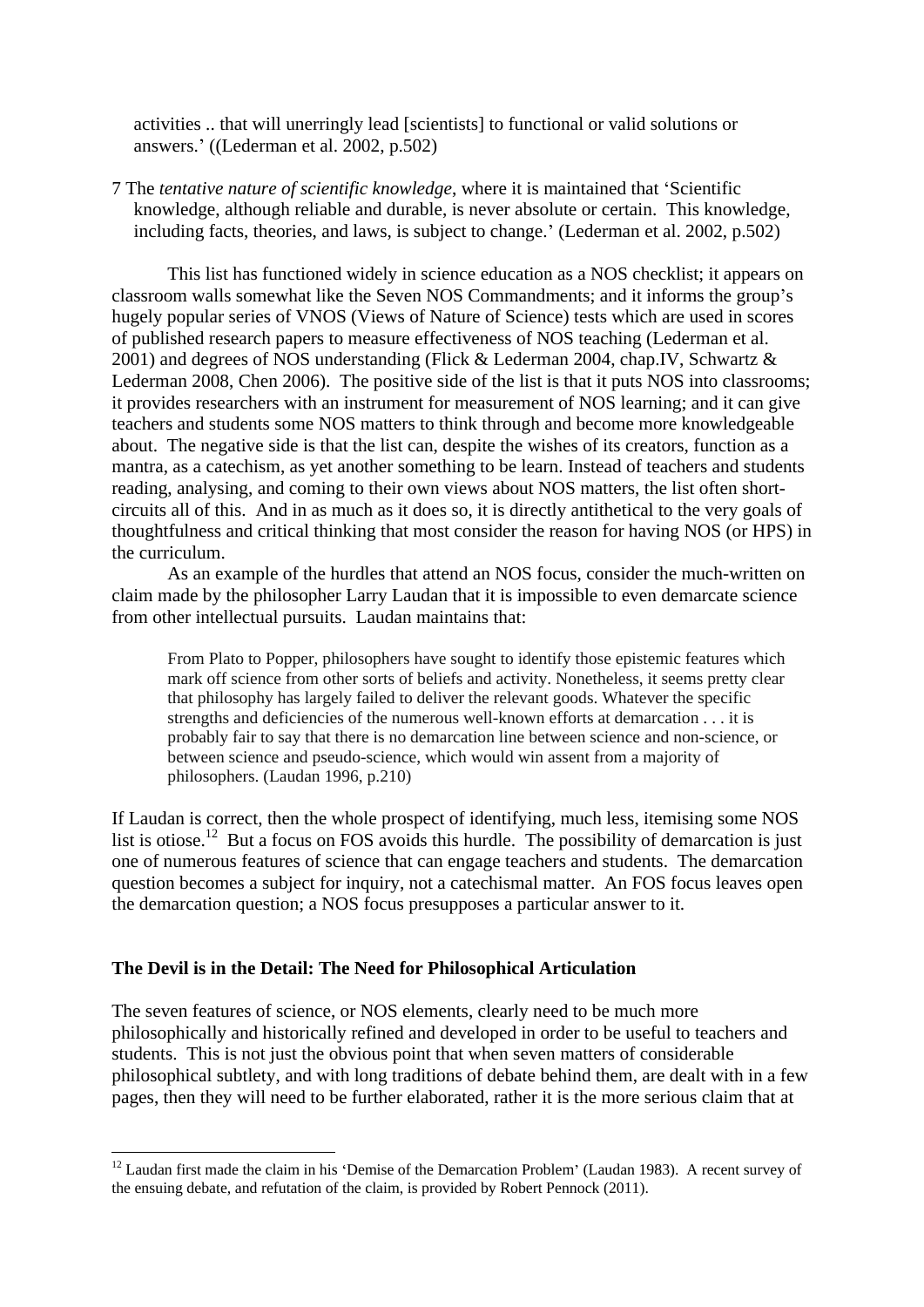activities .. that will unerringly lead [scientists] to functional or valid solutions or answers.' ((Lederman et al. 2002, p.502)

7 The *tentative nature of scientific knowledge*, where it is maintained that 'Scientific knowledge, although reliable and durable, is never absolute or certain. This knowledge, including facts, theories, and laws, is subject to change.' (Lederman et al. 2002, p.502)

This list has functioned widely in science education as a NOS checklist; it appears on classroom walls somewhat like the Seven NOS Commandments; and it informs the group's hugely popular series of VNOS (Views of Nature of Science) tests which are used in scores of published research papers to measure effectiveness of NOS teaching (Lederman et al. 2001) and degrees of NOS understanding (Flick & Lederman 2004, chap.IV, Schwartz & Lederman 2008, Chen 2006). The positive side of the list is that it puts NOS into classrooms; it provides researchers with an instrument for measurement of NOS learning; and it can give teachers and students some NOS matters to think through and become more knowledgeable about. The negative side is that the list can, despite the wishes of its creators, function as a mantra, as a catechism, as yet another something to be learn. Instead of teachers and students reading, analysing, and coming to their own views about NOS matters, the list often short-circuits all of this. And in as much as it does so, it is directly antithetical to the very goals of thoughtfulness and critical thinking that most consider the reason for having NOS (or HPS) in the curriculum.

As an example of the hurdles that attend an NOS focus, consider the much-written on claim made by the philosopher Larry Laudan that it is impossible to even demarcate science from other intellectual pursuits. Laudan maintains that:

> From Plato to Popper, philosophers have sought to identify those epistemic features which mark off science from other sorts of beliefs and activity. Nonetheless, it seems pretty clear that philosophy has largely failed to deliver the relevant goods. Whatever the specific strengths and deficiencies of the numerous well-known efforts at demarcation . . . it is probably fair to say that there is no demarcation line between science and non-science, or between science and pseudo-science, which would win assent from a majority of philosophers. (Laudan 1996, p.210)

If Laudan is correct, then the whole prospect of identifying, much less, itemising some NOS list is otiose.[12] But a focus on FOS avoids this hurdle. The possibility of demarcation is just one of numerous features of science that can engage teachers and students. The demarcation question becomes a subject for inquiry, not a catechismal matter. An FOS focus leaves open the demarcation question; a NOS focus presupposes a particular answer to it.

## The Devil is in the Detail: The Need for Philosophical Articulation

The seven features of science, or NOS elements, clearly need to be much more philosophically and historically refined and developed in order to be useful to teachers and students. This is not just the obvious point that when seven matters of considerable philosophical subtlety, and with long traditions of debate behind them, are dealt with in a few pages, then they will need to be further elaborated, rather it is the more serious claim that at

[12] Laudan first made the claim in his 'Demise of the Demarcation Problem' (Laudan 1983). A recent survey of the ensuing debate, and refutation of the claim, is provided by Robert Pennock (2011).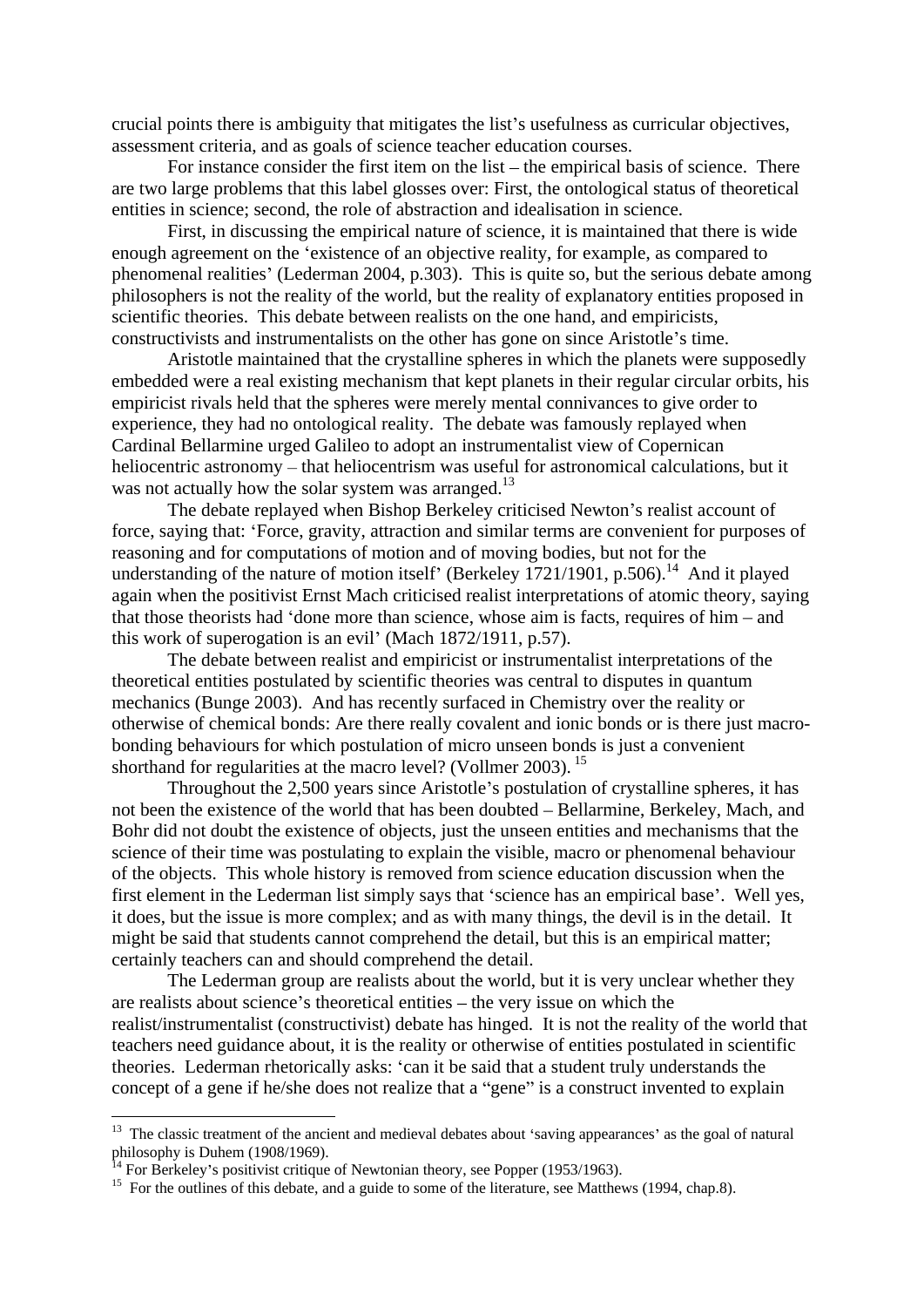crucial points there is ambiguity that mitigates the list's usefulness as curricular objectives, assessment criteria, and as goals of science teacher education courses.

For instance consider the first item on the list – the empirical basis of science. There are two large problems that this label glosses over: First, the ontological status of theoretical entities in science; second, the role of abstraction and idealisation in science.

First, in discussing the empirical nature of science, it is maintained that there is wide enough agreement on the 'existence of an objective reality, for example, as compared to phenomenal realities' (Lederman 2004, p.303). This is quite so, but the serious debate among philosophers is not the reality of the world, but the reality of explanatory entities proposed in scientific theories. This debate between realists on the one hand, and empiricists, constructivists and instrumentalists on the other has gone on since Aristotle's time.

Aristotle maintained that the crystalline spheres in which the planets were supposedly embedded were a real existing mechanism that kept planets in their regular circular orbits, his empiricist rivals held that the spheres were merely mental connivances to give order to experience, they had no ontological reality. The debate was famously replayed when Cardinal Bellarmine urged Galileo to adopt an instrumentalist view of Copernican heliocentric astronomy – that heliocentrism was useful for astronomical calculations, but it was not actually how the solar system was arranged.[13]

The debate replayed when Bishop Berkeley criticised Newton's realist account of force, saying that: 'Force, gravity, attraction and similar terms are convenient for purposes of reasoning and for computations of motion and of moving bodies, but not for the understanding of the nature of motion itself' (Berkeley 1721/1901, p.506).[14] And it played again when the positivist Ernst Mach criticised realist interpretations of atomic theory, saying that those theorists had 'done more than science, whose aim is facts, requires of him – and this work of superogation is an evil' (Mach 1872/1911, p.57).

The debate between realist and empiricist or instrumentalist interpretations of the theoretical entities postulated by scientific theories was central to disputes in quantum mechanics (Bunge 2003). And has recently surfaced in Chemistry over the reality or otherwise of chemical bonds: Are there really covalent and ionic bonds or is there just macro-bonding behaviours for which postulation of micro unseen bonds is just a convenient shorthand for regularities at the macro level? (Vollmer 2003).[15]

Throughout the 2,500 years since Aristotle's postulation of crystalline spheres, it has not been the existence of the world that has been doubted – Bellarmine, Berkeley, Mach, and Bohr did not doubt the existence of objects, just the unseen entities and mechanisms that the science of their time was postulating to explain the visible, macro or phenomenal behaviour of the objects. This whole history is removed from science education discussion when the first element in the Lederman list simply says that 'science has an empirical base'. Well yes, it does, but the issue is more complex; and as with many things, the devil is in the detail. It might be said that students cannot comprehend the detail, but this is an empirical matter; certainly teachers can and should comprehend the detail.

The Lederman group are realists about the world, but it is very unclear whether they are realists about science's theoretical entities – the very issue on which the realist/instrumentalist (constructivist) debate has hinged. It is not the reality of the world that teachers need guidance about, it is the reality or otherwise of entities postulated in scientific theories. Lederman rhetorically asks: 'can it be said that a student truly understands the concept of a gene if he/she does not realize that a "gene" is a construct invented to explain

[13] The classic treatment of the ancient and medieval debates about 'saving appearances' as the goal of natural philosophy is Duhem (1908/1969).

[14] For Berkeley's positivist critique of Newtonian theory, see Popper (1953/1963).

[15] For the outlines of this debate, and a guide to some of the literature, see Matthews (1994, chap.8).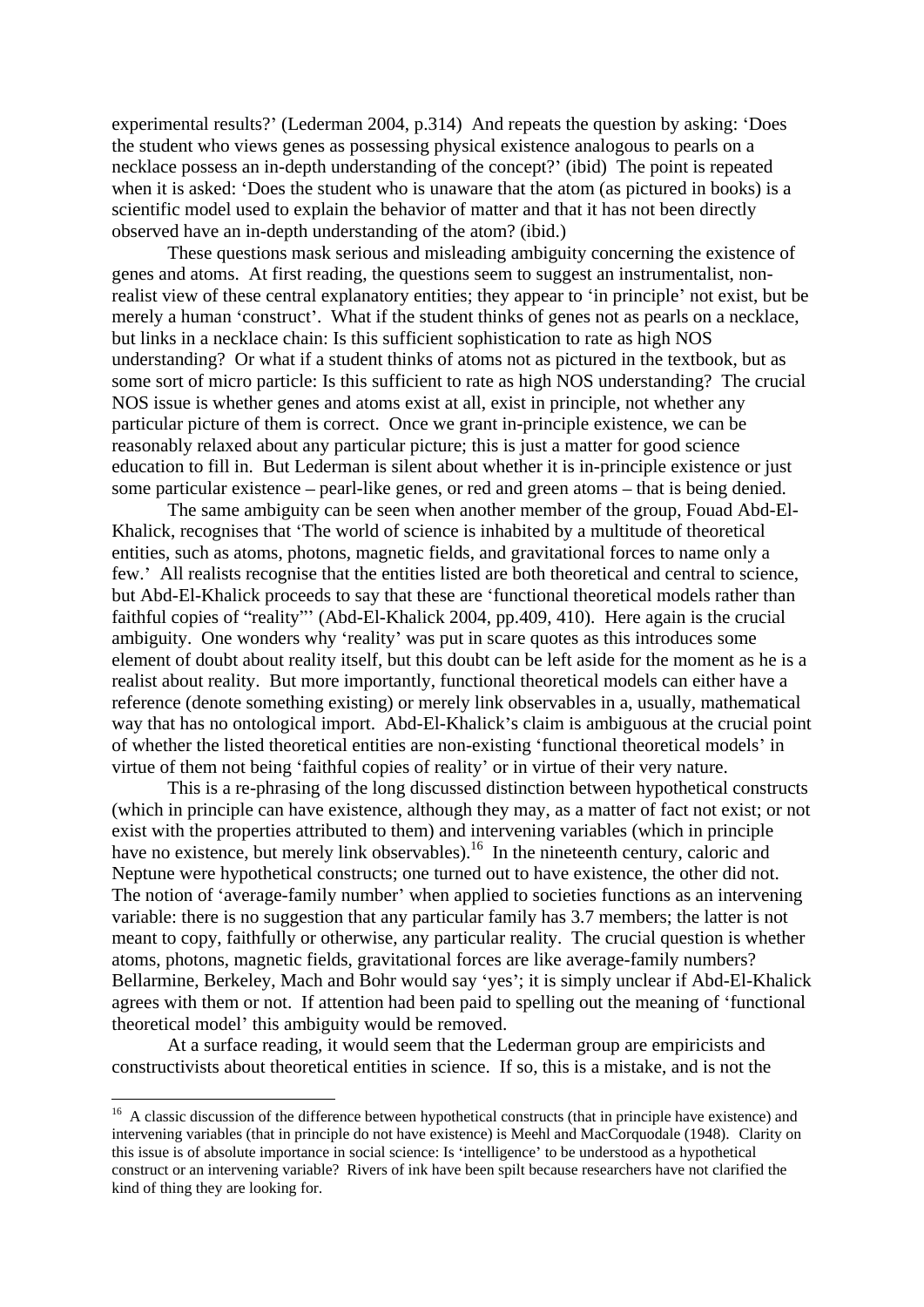experimental results?' (Lederman 2004, p.314) And repeats the question by asking: 'Does the student who views genes as possessing physical existence analogous to pearls on a necklace possess an in-depth understanding of the concept?' (ibid) The point is repeated when it is asked: 'Does the student who is unaware that the atom (as pictured in books) is a scientific model used to explain the behavior of matter and that it has not been directly observed have an in-depth understanding of the atom? (ibid.)

These questions mask serious and misleading ambiguity concerning the existence of genes and atoms. At first reading, the questions seem to suggest an instrumentalist, non-realist view of these central explanatory entities; they appear to 'in principle' not exist, but be merely a human 'construct'. What if the student thinks of genes not as pearls on a necklace, but links in a necklace chain: Is this sufficient sophistication to rate as high NOS understanding? Or what if a student thinks of atoms not as pictured in the textbook, but as some sort of micro particle: Is this sufficient to rate as high NOS understanding? The crucial NOS issue is whether genes and atoms exist at all, exist in principle, not whether any particular picture of them is correct. Once we grant in-principle existence, we can be reasonably relaxed about any particular picture; this is just a matter for good science education to fill in. But Lederman is silent about whether it is in-principle existence or just some particular existence – pearl-like genes, or red and green atoms – that is being denied.

The same ambiguity can be seen when another member of the group, Fouad Abd-El-Khalick, recognises that 'The world of science is inhabited by a multitude of theoretical entities, such as atoms, photons, magnetic fields, and gravitational forces to name only a few.' All realists recognise that the entities listed are both theoretical and central to science, but Abd-El-Khalick proceeds to say that these are 'functional theoretical models rather than faithful copies of "reality"' (Abd-El-Khalick 2004, pp.409, 410). Here again is the crucial ambiguity. One wonders why 'reality' was put in scare quotes as this introduces some element of doubt about reality itself, but this doubt can be left aside for the moment as he is a realist about reality. But more importantly, functional theoretical models can either have a reference (denote something existing) or merely link observables in a, usually, mathematical way that has no ontological import. Abd-El-Khalick's claim is ambiguous at the crucial point of whether the listed theoretical entities are non-existing 'functional theoretical models' in virtue of them not being 'faithful copies of reality' or in virtue of their very nature.

This is a re-phrasing of the long discussed distinction between hypothetical constructs (which in principle can have existence, although they may, as a matter of fact not exist; or not exist with the properties attributed to them) and intervening variables (which in principle have no existence, but merely link observables).[16] In the nineteenth century, caloric and Neptune were hypothetical constructs; one turned out to have existence, the other did not. The notion of 'average-family number' when applied to societies functions as an intervening variable: there is no suggestion that any particular family has 3.7 members; the latter is not meant to copy, faithfully or otherwise, any particular reality. The crucial question is whether atoms, photons, magnetic fields, gravitational forces are like average-family numbers? Bellarmine, Berkeley, Mach and Bohr would say 'yes'; it is simply unclear if Abd-El-Khalick agrees with them or not. If attention had been paid to spelling out the meaning of 'functional theoretical model' this ambiguity would be removed.

At a surface reading, it would seem that the Lederman group are empiricists and constructivists about theoretical entities in science. If so, this is a mistake, and is not the

[16] A classic discussion of the difference between hypothetical constructs (that in principle have existence) and intervening variables (that in principle do not have existence) is Meehl and MacCorquodale (1948). Clarity on this issue is of absolute importance in social science: Is 'intelligence' to be understood as a hypothetical construct or an intervening variable? Rivers of ink have been spilt because researchers have not clarified the kind of thing they are looking for.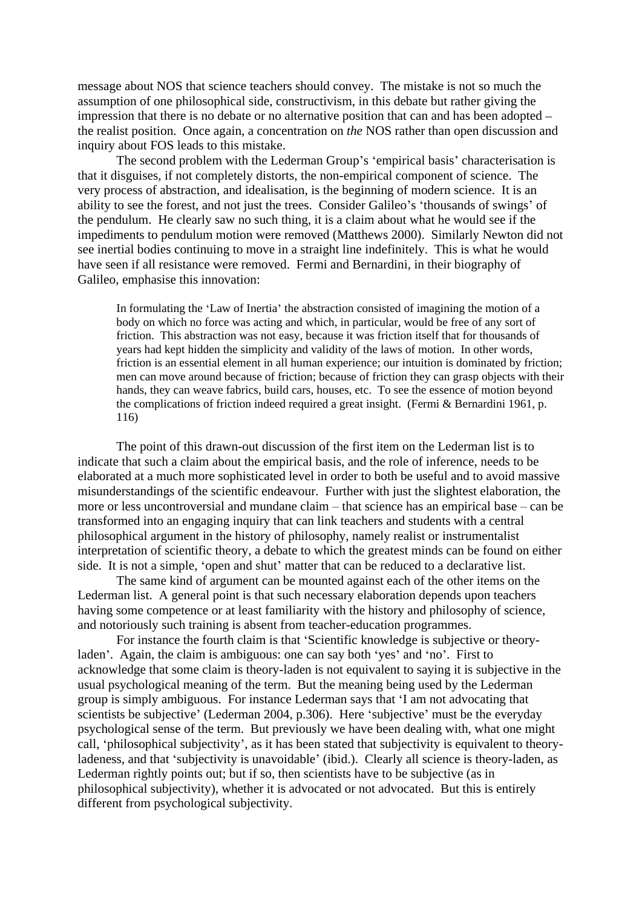message about NOS that science teachers should convey. The mistake is not so much the assumption of one philosophical side, constructivism, in this debate but rather giving the impression that there is no debate or no alternative position that can and has been adopted – the realist position. Once again, a concentration on *the* NOS rather than open discussion and inquiry about FOS leads to this mistake.

The second problem with the Lederman Group's 'empirical basis' characterisation is that it disguises, if not completely distorts, the non-empirical component of science. The very process of abstraction, and idealisation, is the beginning of modern science. It is an ability to see the forest, and not just the trees. Consider Galileo's 'thousands of swings' of the pendulum. He clearly saw no such thing, it is a claim about what he would see if the impediments to pendulum motion were removed (Matthews 2000). Similarly Newton did not see inertial bodies continuing to move in a straight line indefinitely. This is what he would have seen if all resistance were removed. Fermi and Bernardini, in their biography of Galileo, emphasise this innovation:

> In formulating the 'Law of Inertia' the abstraction consisted of imagining the motion of a body on which no force was acting and which, in particular, would be free of any sort of friction. This abstraction was not easy, because it was friction itself that for thousands of years had kept hidden the simplicity and validity of the laws of motion. In other words, friction is an essential element in all human experience; our intuition is dominated by friction; men can move around because of friction; because of friction they can grasp objects with their hands, they can weave fabrics, build cars, houses, etc. To see the essence of motion beyond the complications of friction indeed required a great insight. (Fermi & Bernardini 1961, p. 116)

The point of this drawn-out discussion of the first item on the Lederman list is to indicate that such a claim about the empirical basis, and the role of inference, needs to be elaborated at a much more sophisticated level in order to both be useful and to avoid massive misunderstandings of the scientific endeavour. Further with just the slightest elaboration, the more or less uncontroversial and mundane claim – that science has an empirical base – can be transformed into an engaging inquiry that can link teachers and students with a central philosophical argument in the history of philosophy, namely realist or instrumentalist interpretation of scientific theory, a debate to which the greatest minds can be found on either side. It is not a simple, 'open and shut' matter that can be reduced to a declarative list.

The same kind of argument can be mounted against each of the other items on the Lederman list. A general point is that such necessary elaboration depends upon teachers having some competence or at least familiarity with the history and philosophy of science, and notoriously such training is absent from teacher-education programmes.

For instance the fourth claim is that 'Scientific knowledge is subjective or theory-laden'. Again, the claim is ambiguous: one can say both 'yes' and 'no'. First to acknowledge that some claim is theory-laden is not equivalent to saying it is subjective in the usual psychological meaning of the term. But the meaning being used by the Lederman group is simply ambiguous. For instance Lederman says that 'I am not advocating that scientists be subjective' (Lederman 2004, p.306). Here 'subjective' must be the everyday psychological sense of the term. But previously we have been dealing with, what one might call, 'philosophical subjectivity', as it has been stated that subjectivity is equivalent to theory-ladeness, and that 'subjectivity is unavoidable' (ibid.). Clearly all science is theory-laden, as Lederman rightly points out; but if so, then scientists have to be subjective (as in philosophical subjectivity), whether it is advocated or not advocated. But this is entirely different from psychological subjectivity.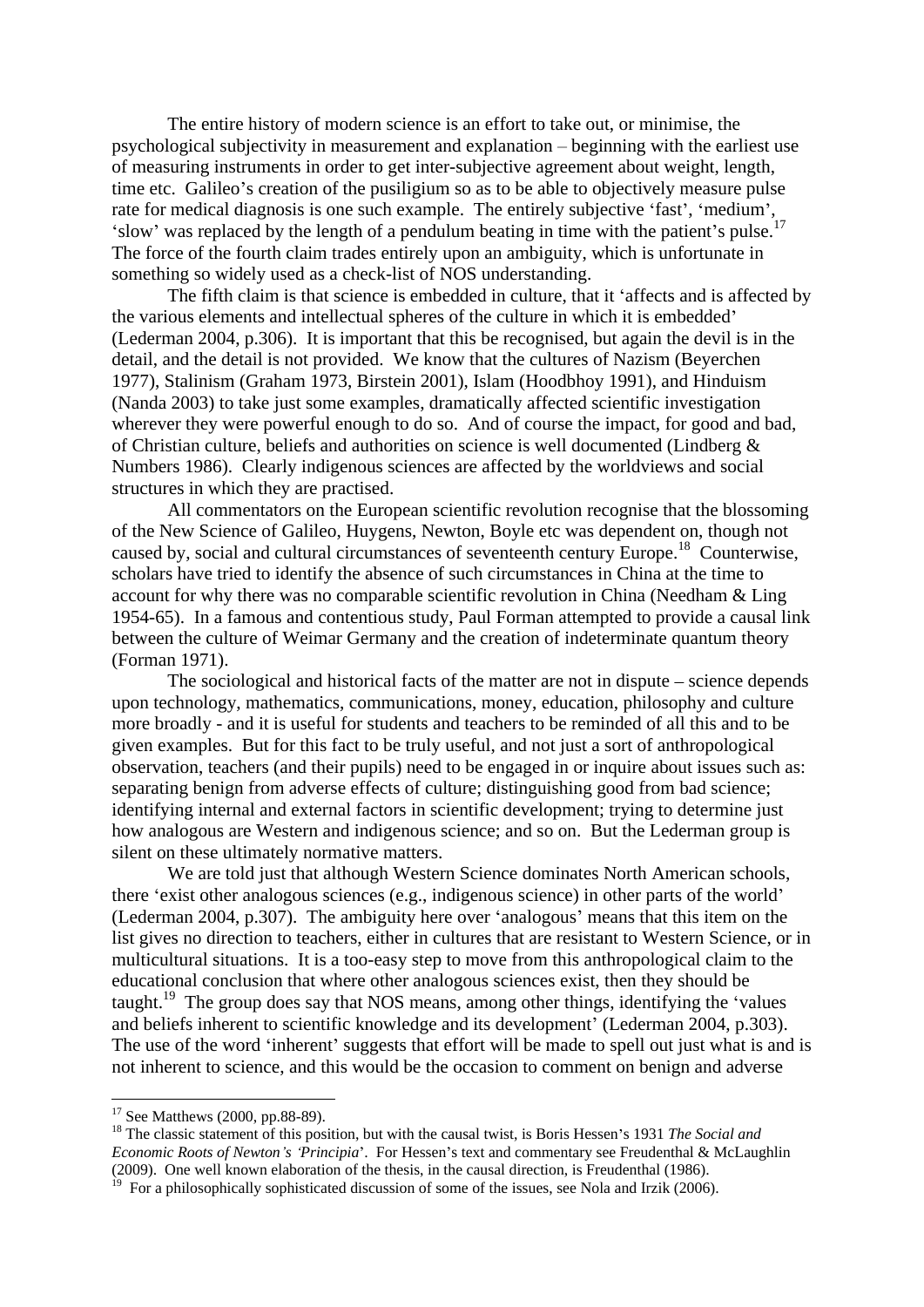The entire history of modern science is an effort to take out, or minimise, the psychological subjectivity in measurement and explanation – beginning with the earliest use of measuring instruments in order to get inter-subjective agreement about weight, length, time etc. Galileo's creation of the pusiligium so as to be able to objectively measure pulse rate for medical diagnosis is one such example. The entirely subjective 'fast', 'medium', 'slow' was replaced by the length of a pendulum beating in time with the patient's pulse.[17] The force of the fourth claim trades entirely upon an ambiguity, which is unfortunate in something so widely used as a check-list of NOS understanding.

The fifth claim is that science is embedded in culture, that it 'affects and is affected by the various elements and intellectual spheres of the culture in which it is embedded' (Lederman 2004, p.306). It is important that this be recognised, but again the devil is in the detail, and the detail is not provided. We know that the cultures of Nazism (Beyerchen 1977), Stalinism (Graham 1973, Birstein 2001), Islam (Hoodbhoy 1991), and Hinduism (Nanda 2003) to take just some examples, dramatically affected scientific investigation wherever they were powerful enough to do so. And of course the impact, for good and bad, of Christian culture, beliefs and authorities on science is well documented (Lindberg & Numbers 1986). Clearly indigenous sciences are affected by the worldviews and social structures in which they are practised.

All commentators on the European scientific revolution recognise that the blossoming of the New Science of Galileo, Huygens, Newton, Boyle etc was dependent on, though not caused by, social and cultural circumstances of seventeenth century Europe.[18] Counterwise, scholars have tried to identify the absence of such circumstances in China at the time to account for why there was no comparable scientific revolution in China (Needham & Ling 1954-65). In a famous and contentious study, Paul Forman attempted to provide a causal link between the culture of Weimar Germany and the creation of indeterminate quantum theory (Forman 1971).

The sociological and historical facts of the matter are not in dispute – science depends upon technology, mathematics, communications, money, education, philosophy and culture more broadly - and it is useful for students and teachers to be reminded of all this and to be given examples. But for this fact to be truly useful, and not just a sort of anthropological observation, teachers (and their pupils) need to be engaged in or inquire about issues such as: separating benign from adverse effects of culture; distinguishing good from bad science; identifying internal and external factors in scientific development; trying to determine just how analogous are Western and indigenous science; and so on. But the Lederman group is silent on these ultimately normative matters.

We are told just that although Western Science dominates North American schools, there 'exist other analogous sciences (e.g., indigenous science) in other parts of the world' (Lederman 2004, p.307). The ambiguity here over 'analogous' means that this item on the list gives no direction to teachers, either in cultures that are resistant to Western Science, or in multicultural situations. It is a too-easy step to move from this anthropological claim to the educational conclusion that where other analogous sciences exist, then they should be taught.[19] The group does say that NOS means, among other things, identifying the 'values and beliefs inherent to scientific knowledge and its development' (Lederman 2004, p.303). The use of the word 'inherent' suggests that effort will be made to spell out just what is and is not inherent to science, and this would be the occasion to comment on benign and adverse

---

[17] See Matthews (2000, pp.88-89).

[18] The classic statement of this position, but with the causal twist, is Boris Hessen's 1931 *The Social and Economic Roots of Newton's 'Principia*'. For Hessen's text and commentary see Freudenthal & McLaughlin (2009). One well known elaboration of the thesis, in the causal direction, is Freudenthal (1986).

[19] For a philosophically sophisticated discussion of some of the issues, see Nola and Irzik (2006).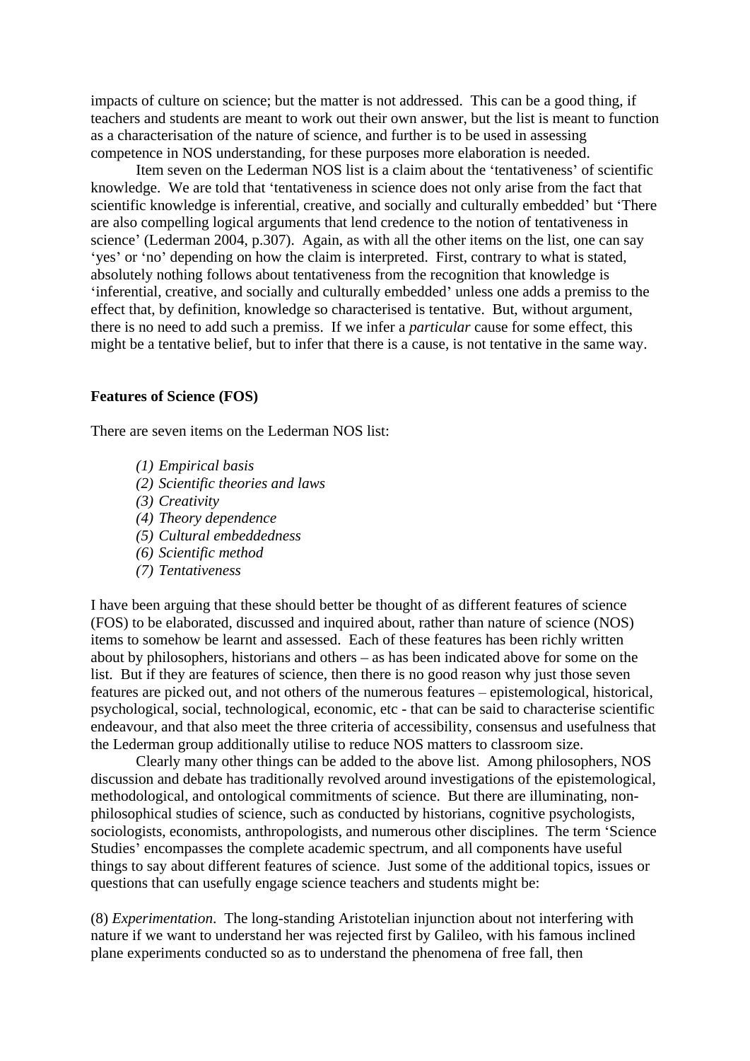impacts of culture on science; but the matter is not addressed. This can be a good thing, if teachers and students are meant to work out their own answer, but the list is meant to function as a characterisation of the nature of science, and further is to be used in assessing competence in NOS understanding, for these purposes more elaboration is needed.

Item seven on the Lederman NOS list is a claim about the 'tentativeness' of scientific knowledge. We are told that 'tentativeness in science does not only arise from the fact that scientific knowledge is inferential, creative, and socially and culturally embedded' but 'There are also compelling logical arguments that lend credence to the notion of tentativeness in science' (Lederman 2004, p.307). Again, as with all the other items on the list, one can say 'yes' or 'no' depending on how the claim is interpreted. First, contrary to what is stated, absolutely nothing follows about tentativeness from the recognition that knowledge is 'inferential, creative, and socially and culturally embedded' unless one adds a premiss to the effect that, by definition, knowledge so characterised is tentative. But, without argument, there is no need to add such a premiss. If we infer a *particular* cause for some effect, this might be a tentative belief, but to infer that there is a cause, is not tentative in the same way.

**Features of Science (FOS)**

There are seven items on the Lederman NOS list:

*(1) Empirical basis*
*(2) Scientific theories and laws*
*(3) Creativity*
*(4) Theory dependence*
*(5) Cultural embeddedness*
*(6) Scientific method*
*(7) Tentativeness*

I have been arguing that these should better be thought of as different features of science (FOS) to be elaborated, discussed and inquired about, rather than nature of science (NOS) items to somehow be learnt and assessed. Each of these features has been richly written about by philosophers, historians and others – as has been indicated above for some on the list. But if they are features of science, then there is no good reason why just those seven features are picked out, and not others of the numerous features – epistemological, historical, psychological, social, technological, economic, etc - that can be said to characterise scientific endeavour, and that also meet the three criteria of accessibility, consensus and usefulness that the Lederman group additionally utilise to reduce NOS matters to classroom size.

Clearly many other things can be added to the above list. Among philosophers, NOS discussion and debate has traditionally revolved around investigations of the epistemological, methodological, and ontological commitments of science. But there are illuminating, non-philosophical studies of science, such as conducted by historians, cognitive psychologists, sociologists, economists, anthropologists, and numerous other disciplines. The term 'Science Studies' encompasses the complete academic spectrum, and all components have useful things to say about different features of science. Just some of the additional topics, issues or questions that can usefully engage science teachers and students might be:

(8) *Experimentation*. The long-standing Aristotelian injunction about not interfering with nature if we want to understand her was rejected first by Galileo, with his famous inclined plane experiments conducted so as to understand the phenomena of free fall, then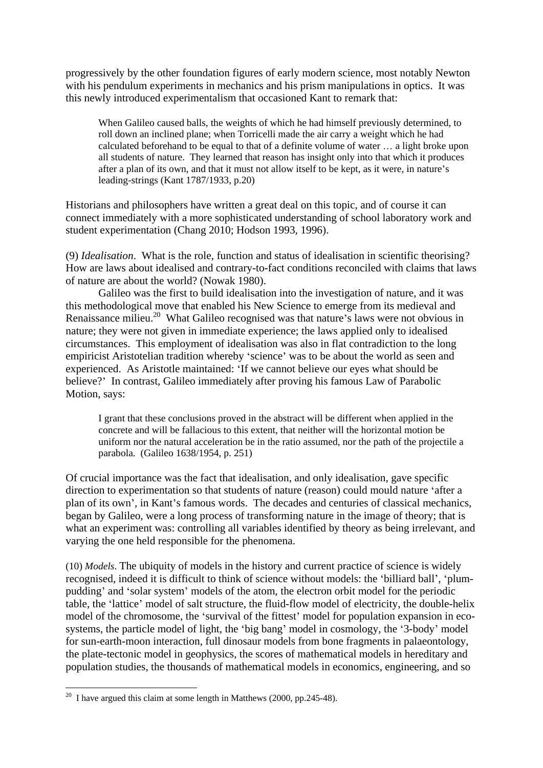progressively by the other foundation figures of early modern science, most notably Newton with his pendulum experiments in mechanics and his prism manipulations in optics. It was this newly introduced experimentalism that occasioned Kant to remark that:

> When Galileo caused balls, the weights of which he had himself previously determined, to roll down an inclined plane; when Torricelli made the air carry a weight which he had calculated beforehand to be equal to that of a definite volume of water … a light broke upon all students of nature. They learned that reason has insight only into that which it produces after a plan of its own, and that it must not allow itself to be kept, as it were, in nature's leading-strings (Kant 1787/1933, p.20)

Historians and philosophers have written a great deal on this topic, and of course it can connect immediately with a more sophisticated understanding of school laboratory work and student experimentation (Chang 2010; Hodson 1993, 1996).

(9) *Idealisation*. What is the role, function and status of idealisation in scientific theorising? How are laws about idealised and contrary-to-fact conditions reconciled with claims that laws of nature are about the world? (Nowak 1980).

Galileo was the first to build idealisation into the investigation of nature, and it was this methodological move that enabled his New Science to emerge from its medieval and Renaissance milieu.[20] What Galileo recognised was that nature's laws were not obvious in nature; they were not given in immediate experience; the laws applied only to idealised circumstances. This employment of idealisation was also in flat contradiction to the long empiricist Aristotelian tradition whereby 'science' was to be about the world as seen and experienced. As Aristotle maintained: 'If we cannot believe our eyes what should be believe?' In contrast, Galileo immediately after proving his famous Law of Parabolic Motion, says:

> I grant that these conclusions proved in the abstract will be different when applied in the concrete and will be fallacious to this extent, that neither will the horizontal motion be uniform nor the natural acceleration be in the ratio assumed, nor the path of the projectile a parabola. (Galileo 1638/1954, p. 251)

Of crucial importance was the fact that idealisation, and only idealisation, gave specific direction to experimentation so that students of nature (reason) could mould nature 'after a plan of its own', in Kant's famous words. The decades and centuries of classical mechanics, began by Galileo, were a long process of transforming nature in the image of theory; that is what an experiment was: controlling all variables identified by theory as being irrelevant, and varying the one held responsible for the phenomena.

(10) *Models*. The ubiquity of models in the history and current practice of science is widely recognised, indeed it is difficult to think of science without models: the 'billiard ball', 'plum-pudding' and 'solar system' models of the atom, the electron orbit model for the periodic table, the 'lattice' model of salt structure, the fluid-flow model of electricity, the double-helix model of the chromosome, the 'survival of the fittest' model for population expansion in eco-systems, the particle model of light, the 'big bang' model in cosmology, the '3-body' model for sun-earth-moon interaction, full dinosaur models from bone fragments in palaeontology, the plate-tectonic model in geophysics, the scores of mathematical models in hereditary and population studies, the thousands of mathematical models in economics, engineering, and so

[20] I have argued this claim at some length in Matthews (2000, pp.245-48).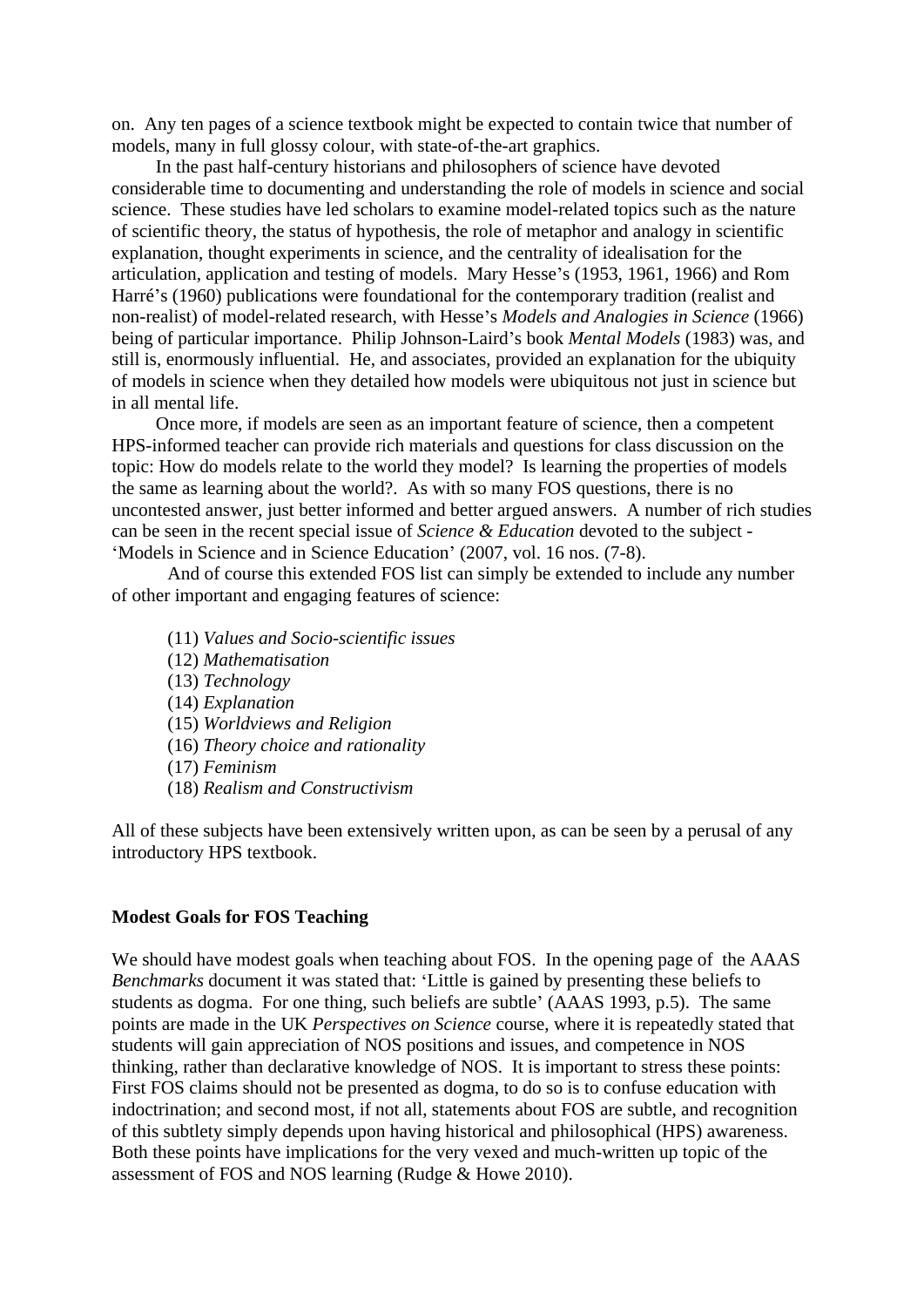on. Any ten pages of a science textbook might be expected to contain twice that number of models, many in full glossy colour, with state-of-the-art graphics.

In the past half-century historians and philosophers of science have devoted considerable time to documenting and understanding the role of models in science and social science. These studies have led scholars to examine model-related topics such as the nature of scientific theory, the status of hypothesis, the role of metaphor and analogy in scientific explanation, thought experiments in science, and the centrality of idealisation for the articulation, application and testing of models. Mary Hesse's (1953, 1961, 1966) and Rom Harré's (1960) publications were foundational for the contemporary tradition (realist and non-realist) of model-related research, with Hesse's *Models and Analogies in Science* (1966) being of particular importance. Philip Johnson-Laird's book *Mental Models* (1983) was, and still is, enormously influential. He, and associates, provided an explanation for the ubiquity of models in science when they detailed how models were ubiquitous not just in science but in all mental life.

Once more, if models are seen as an important feature of science, then a competent HPS-informed teacher can provide rich materials and questions for class discussion on the topic: How do models relate to the world they model? Is learning the properties of models the same as learning about the world?. As with so many FOS questions, there is no uncontested answer, just better informed and better argued answers. A number of rich studies can be seen in the recent special issue of *Science & Education* devoted to the subject - 'Models in Science and in Science Education' (2007, vol. 16 nos. (7-8).

And of course this extended FOS list can simply be extended to include any number of other important and engaging features of science:

(11) *Values and Socio-scientific issues*
(12) *Mathematisation*
(13) *Technology*
(14) *Explanation*
(15) *Worldviews and Religion*
(16) *Theory choice and rationality*
(17) *Feminism*
(18) *Realism and Constructivism*

All of these subjects have been extensively written upon, as can be seen by a perusal of any introductory HPS textbook.

**Modest Goals for FOS Teaching**

We should have modest goals when teaching about FOS. In the opening page of the AAAS *Benchmarks* document it was stated that: 'Little is gained by presenting these beliefs to students as dogma. For one thing, such beliefs are subtle' (AAAS 1993, p.5). The same points are made in the UK *Perspectives on Science* course, where it is repeatedly stated that students will gain appreciation of NOS positions and issues, and competence in NOS thinking, rather than declarative knowledge of NOS. It is important to stress these points: First FOS claims should not be presented as dogma, to do so is to confuse education with indoctrination; and second most, if not all, statements about FOS are subtle, and recognition of this subtlety simply depends upon having historical and philosophical (HPS) awareness. Both these points have implications for the very vexed and much-written up topic of the assessment of FOS and NOS learning (Rudge & Howe 2010).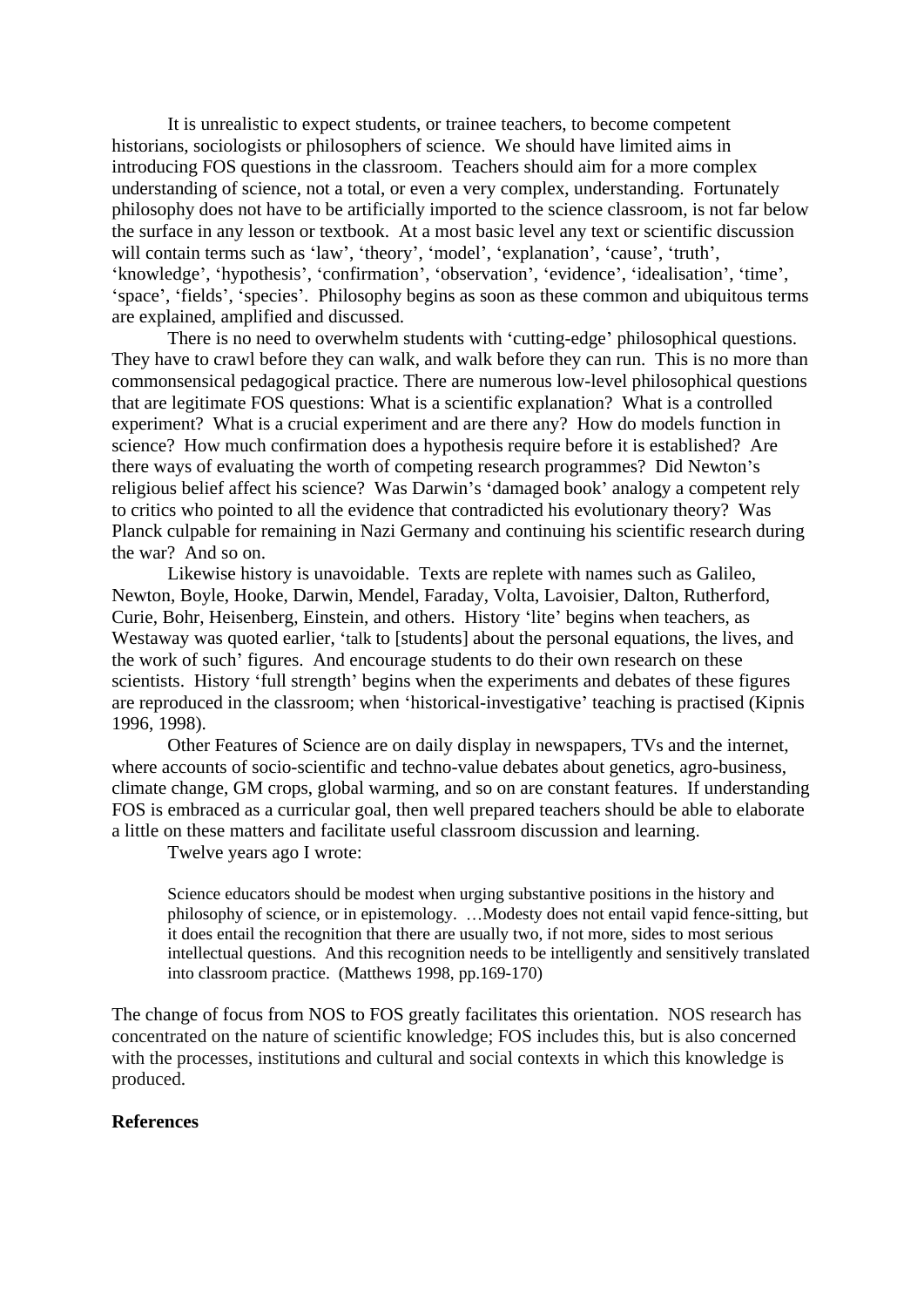It is unrealistic to expect students, or trainee teachers, to become competent historians, sociologists or philosophers of science. We should have limited aims in introducing FOS questions in the classroom. Teachers should aim for a more complex understanding of science, not a total, or even a very complex, understanding. Fortunately philosophy does not have to be artificially imported to the science classroom, is not far below the surface in any lesson or textbook. At a most basic level any text or scientific discussion will contain terms such as 'law', 'theory', 'model', 'explanation', 'cause', 'truth', 'knowledge', 'hypothesis', 'confirmation', 'observation', 'evidence', 'idealisation', 'time', 'space', 'fields', 'species'. Philosophy begins as soon as these common and ubiquitous terms are explained, amplified and discussed.

There is no need to overwhelm students with 'cutting-edge' philosophical questions. They have to crawl before they can walk, and walk before they can run. This is no more than commonsensical pedagogical practice. There are numerous low-level philosophical questions that are legitimate FOS questions: What is a scientific explanation? What is a controlled experiment? What is a crucial experiment and are there any? How do models function in science? How much confirmation does a hypothesis require before it is established? Are there ways of evaluating the worth of competing research programmes? Did Newton's religious belief affect his science? Was Darwin's 'damaged book' analogy a competent rely to critics who pointed to all the evidence that contradicted his evolutionary theory? Was Planck culpable for remaining in Nazi Germany and continuing his scientific research during the war? And so on.

Likewise history is unavoidable. Texts are replete with names such as Galileo, Newton, Boyle, Hooke, Darwin, Mendel, Faraday, Volta, Lavoisier, Dalton, Rutherford, Curie, Bohr, Heisenberg, Einstein, and others. History 'lite' begins when teachers, as Westaway was quoted earlier, 'talk to [students] about the personal equations, the lives, and the work of such' figures. And encourage students to do their own research on these scientists. History 'full strength' begins when the experiments and debates of these figures are reproduced in the classroom; when 'historical-investigative' teaching is practised (Kipnis 1996, 1998).

Other Features of Science are on daily display in newspapers, TVs and the internet, where accounts of socio-scientific and techno-value debates about genetics, agro-business, climate change, GM crops, global warming, and so on are constant features. If understanding FOS is embraced as a curricular goal, then well prepared teachers should be able to elaborate a little on these matters and facilitate useful classroom discussion and learning.

Twelve years ago I wrote:

> Science educators should be modest when urging substantive positions in the history and philosophy of science, or in epistemology. …Modesty does not entail vapid fence-sitting, but it does entail the recognition that there are usually two, if not more, sides to most serious intellectual questions. And this recognition needs to be intelligently and sensitively translated into classroom practice. (Matthews 1998, pp.169-170)

The change of focus from NOS to FOS greatly facilitates this orientation. NOS research has concentrated on the nature of scientific knowledge; FOS includes this, but is also concerned with the processes, institutions and cultural and social contexts in which this knowledge is produced.

**References**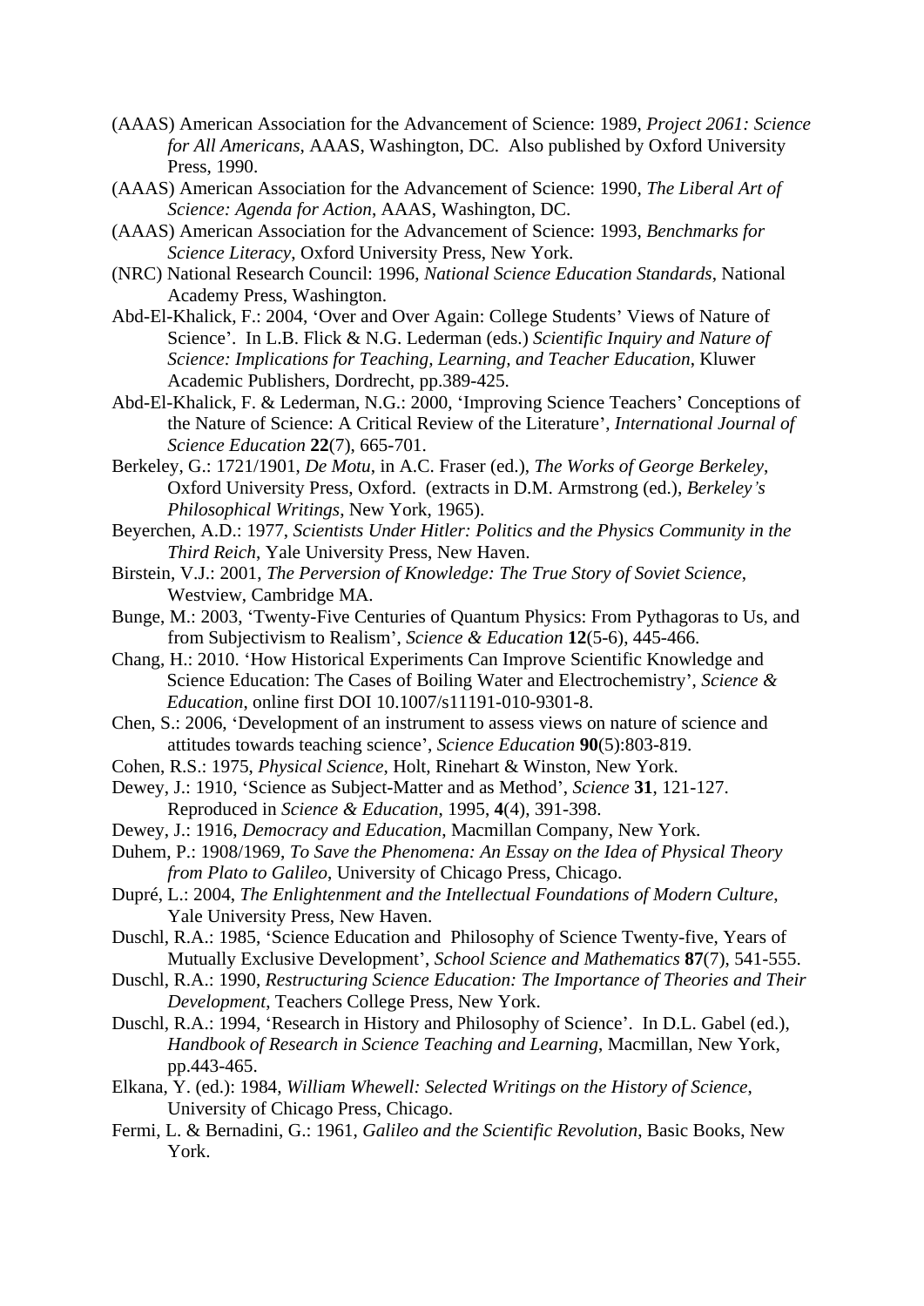(AAAS) American Association for the Advancement of Science: 1989, *Project 2061: Science for All Americans*, AAAS, Washington, DC. Also published by Oxford University Press, 1990.

(AAAS) American Association for the Advancement of Science: 1990, *The Liberal Art of Science: Agenda for Action*, AAAS, Washington, DC.

(AAAS) American Association for the Advancement of Science: 1993, *Benchmarks for Science Literacy*, Oxford University Press, New York.

(NRC) National Research Council: 1996, *National Science Education Standards*, National Academy Press, Washington.

Abd-El-Khalick, F.: 2004, 'Over and Over Again: College Students' Views of Nature of Science'. In L.B. Flick & N.G. Lederman (eds.) *Scientific Inquiry and Nature of Science: Implications for Teaching, Learning, and Teacher Education*, Kluwer Academic Publishers, Dordrecht, pp.389-425.

Abd-El-Khalick, F. & Lederman, N.G.: 2000, 'Improving Science Teachers' Conceptions of the Nature of Science: A Critical Review of the Literature', *International Journal of Science Education* **22**(7), 665-701.

Berkeley, G.: 1721/1901, *De Motu*, in A.C. Fraser (ed.), *The Works of George Berkeley*, Oxford University Press, Oxford. (extracts in D.M. Armstrong (ed.), *Berkeley's Philosophical Writings*, New York, 1965).

Beyerchen, A.D.: 1977, *Scientists Under Hitler: Politics and the Physics Community in the Third Reich*, Yale University Press, New Haven.

Birstein, V.J.: 2001, *The Perversion of Knowledge: The True Story of Soviet Science*, Westview, Cambridge MA.

Bunge, M.: 2003, 'Twenty-Five Centuries of Quantum Physics: From Pythagoras to Us, and from Subjectivism to Realism', *Science & Education* **12**(5-6), 445-466.

Chang, H.: 2010. 'How Historical Experiments Can Improve Scientific Knowledge and Science Education: The Cases of Boiling Water and Electrochemistry', *Science & Education*, online first DOI 10.1007/s11191-010-9301-8.

Chen, S.: 2006, 'Development of an instrument to assess views on nature of science and attitudes towards teaching science', *Science Education* **90**(5):803-819.

Cohen, R.S.: 1975, *Physical Science*, Holt, Rinehart & Winston, New York.

Dewey, J.: 1910, 'Science as Subject-Matter and as Method', *Science* **31**, 121-127. Reproduced in *Science & Education*, 1995, **4**(4), 391-398.

Dewey, J.: 1916, *Democracy and Education*, Macmillan Company, New York.

Duhem, P.: 1908/1969, *To Save the Phenomena: An Essay on the Idea of Physical Theory from Plato to Galileo*, University of Chicago Press, Chicago.

Dupré, L.: 2004, *The Enlightenment and the Intellectual Foundations of Modern Culture*, Yale University Press, New Haven.

Duschl, R.A.: 1985, 'Science Education and Philosophy of Science Twenty-five, Years of Mutually Exclusive Development', *School Science and Mathematics* **87**(7), 541-555.

Duschl, R.A.: 1990, *Restructuring Science Education: The Importance of Theories and Their Development*, Teachers College Press, New York.

Duschl, R.A.: 1994, 'Research in History and Philosophy of Science'. In D.L. Gabel (ed.), *Handbook of Research in Science Teaching and Learning*, Macmillan, New York, pp.443-465.

Elkana, Y. (ed.): 1984, *William Whewell: Selected Writings on the History of Science*, University of Chicago Press, Chicago.

Fermi, L. & Bernadini, G.: 1961, *Galileo and the Scientific Revolution*, Basic Books, New York.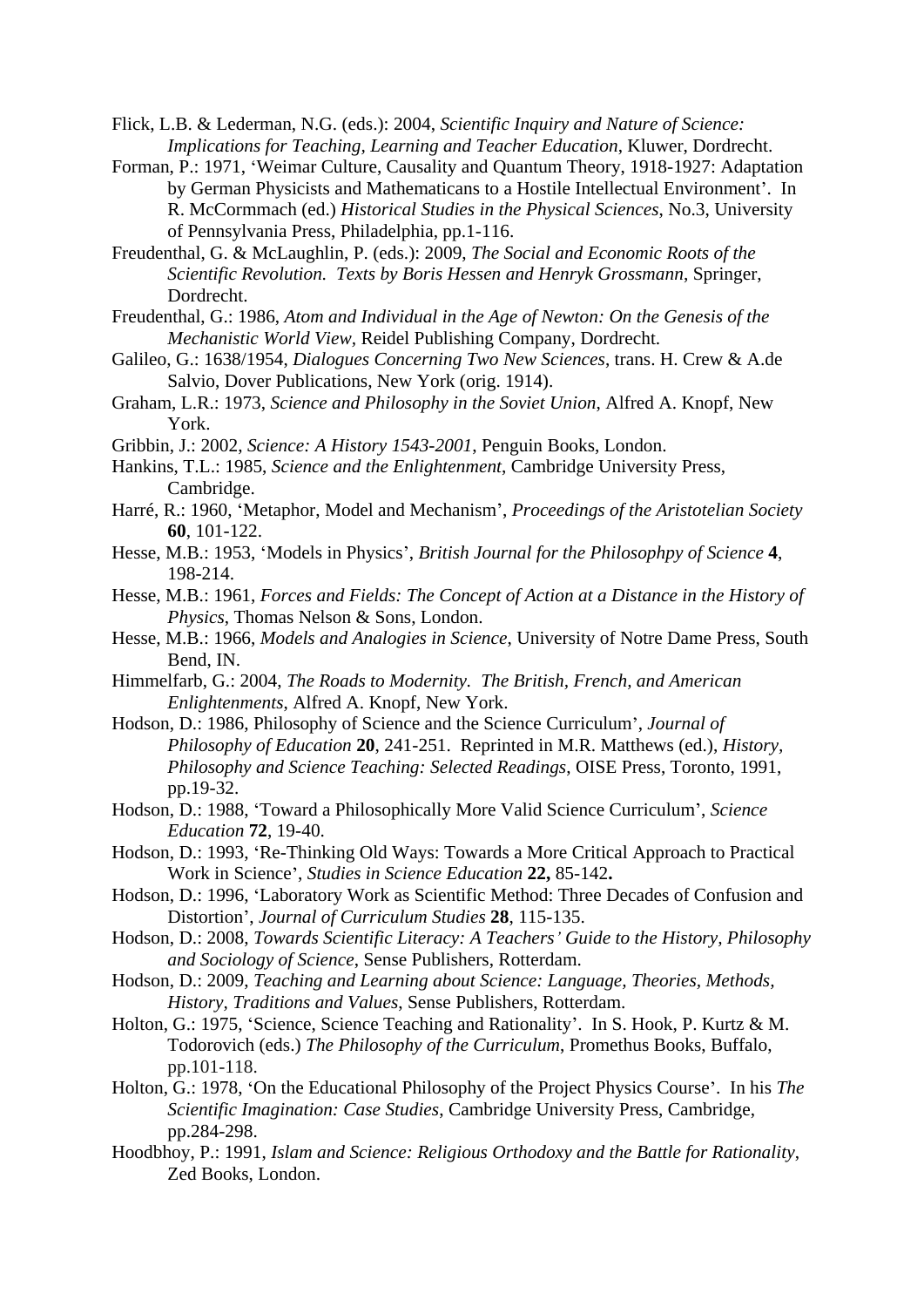Flick, L.B. & Lederman, N.G. (eds.): 2004, *Scientific Inquiry and Nature of Science: Implications for Teaching, Learning and Teacher Education*, Kluwer, Dordrecht.

Forman, P.: 1971, 'Weimar Culture, Causality and Quantum Theory, 1918-1927: Adaptation by German Physicists and Mathematicans to a Hostile Intellectual Environment'. In R. McCormmach (ed.) *Historical Studies in the Physical Sciences*, No.3, University of Pennsylvania Press, Philadelphia, pp.1-116.

Freudenthal, G. & McLaughlin, P. (eds.): 2009, *The Social and Economic Roots of the Scientific Revolution. Texts by Boris Hessen and Henryk Grossmann*, Springer, Dordrecht.

Freudenthal, G.: 1986, *Atom and Individual in the Age of Newton: On the Genesis of the Mechanistic World View*, Reidel Publishing Company, Dordrecht.

Galileo, G.: 1638/1954, *Dialogues Concerning Two New Sciences*, trans. H. Crew & A.de Salvio, Dover Publications, New York (orig. 1914).

Graham, L.R.: 1973, *Science and Philosophy in the Soviet Union*, Alfred A. Knopf, New York.

Gribbin, J.: 2002, *Science: A History 1543-2001*, Penguin Books, London.

Hankins, T.L.: 1985, *Science and the Enlightenment*, Cambridge University Press, Cambridge.

Harré, R.: 1960, 'Metaphor, Model and Mechanism', *Proceedings of the Aristotelian Society* **60**, 101-122.

Hesse, M.B.: 1953, 'Models in Physics', *British Journal for the Philosophpy of Science* **4**, 198-214.

Hesse, M.B.: 1961, *Forces and Fields: The Concept of Action at a Distance in the History of Physics*, Thomas Nelson & Sons, London.

Hesse, M.B.: 1966, *Models and Analogies in Science*, University of Notre Dame Press, South Bend, IN.

Himmelfarb, G.: 2004, *The Roads to Modernity. The British, French, and American Enlightenments*, Alfred A. Knopf, New York.

Hodson, D.: 1986, Philosophy of Science and the Science Curriculum', *Journal of Philosophy of Education* **20**, 241-251. Reprinted in M.R. Matthews (ed.), *History, Philosophy and Science Teaching: Selected Readings*, OISE Press, Toronto, 1991, pp.19-32.

Hodson, D.: 1988, 'Toward a Philosophically More Valid Science Curriculum', *Science Education* **72**, 19-40.

Hodson, D.: 1993, 'Re-Thinking Old Ways: Towards a More Critical Approach to Practical Work in Science', *Studies in Science Education* **22,** 85-142**.**

Hodson, D.: 1996, 'Laboratory Work as Scientific Method: Three Decades of Confusion and Distortion', *Journal of Curriculum Studies* **28**, 115-135.

Hodson, D.: 2008, *Towards Scientific Literacy: A Teachers' Guide to the History, Philosophy and Sociology of Science*, Sense Publishers, Rotterdam.

Hodson, D.: 2009, *Teaching and Learning about Science: Language, Theories, Methods, History, Traditions and Values*, Sense Publishers, Rotterdam.

Holton, G.: 1975, 'Science, Science Teaching and Rationality'. In S. Hook, P. Kurtz & M. Todorovich (eds.) *The Philosophy of the Curriculum*, Promethus Books, Buffalo, pp.101-118.

Holton, G.: 1978, 'On the Educational Philosophy of the Project Physics Course'. In his *The Scientific Imagination: Case Studies*, Cambridge University Press, Cambridge, pp.284-298.

Hoodbhoy, P.: 1991, *Islam and Science: Religious Orthodoxy and the Battle for Rationality*, Zed Books, London.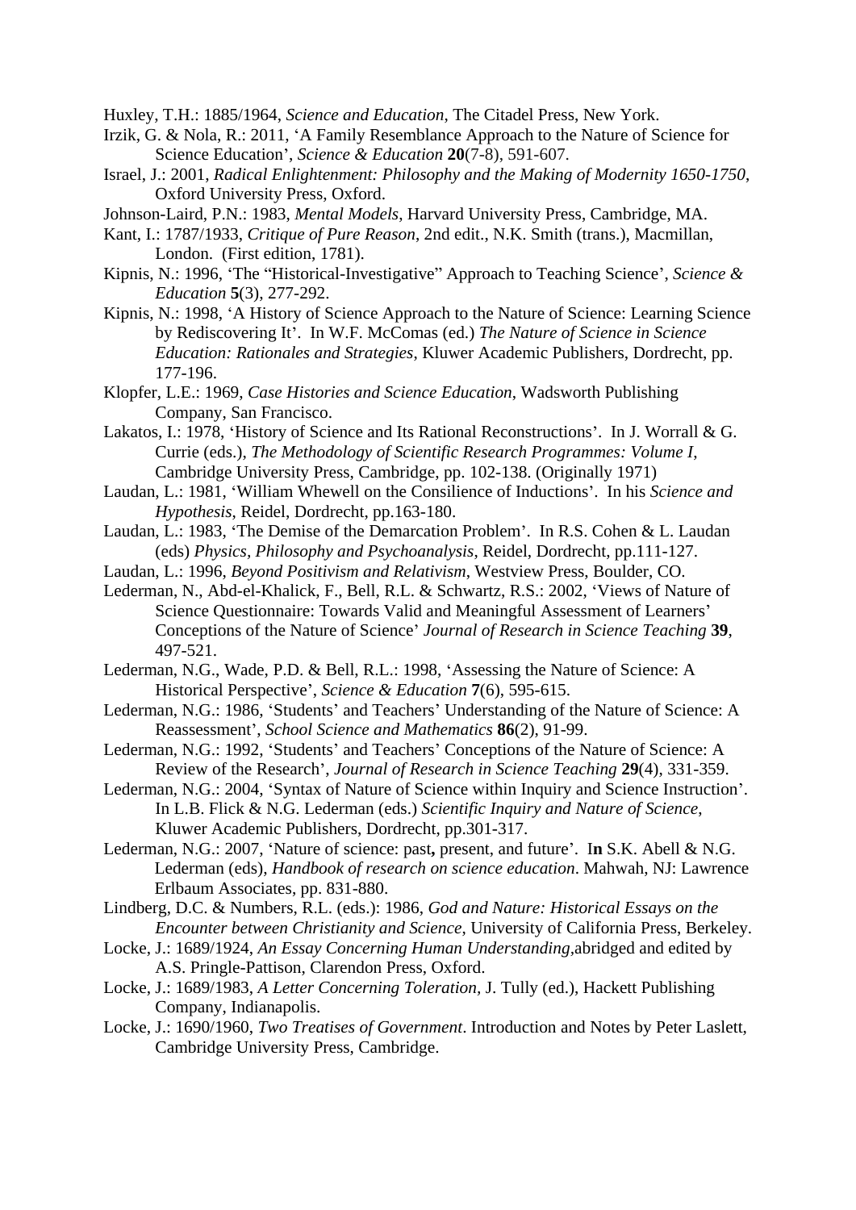Huxley, T.H.: 1885/1964, *Science and Education*, The Citadel Press, New York.

Irzik, G. & Nola, R.: 2011, 'A Family Resemblance Approach to the Nature of Science for Science Education', *Science & Education* **20**(7-8), 591-607.

Israel, J.: 2001, *Radical Enlightenment: Philosophy and the Making of Modernity 1650-1750*, Oxford University Press, Oxford.

Johnson-Laird, P.N.: 1983, *Mental Models*, Harvard University Press, Cambridge, MA.

Kant, I.: 1787/1933, *Critique of Pure Reason*, 2nd edit., N.K. Smith (trans.), Macmillan, London. (First edition, 1781).

Kipnis, N.: 1996, 'The "Historical-Investigative" Approach to Teaching Science', *Science & Education* **5**(3), 277-292.

Kipnis, N.: 1998, 'A History of Science Approach to the Nature of Science: Learning Science by Rediscovering It'. In W.F. McComas (ed.) *The Nature of Science in Science Education: Rationales and Strategies*, Kluwer Academic Publishers, Dordrecht, pp. 177-196.

Klopfer, L.E.: 1969, *Case Histories and Science Education*, Wadsworth Publishing Company, San Francisco.

Lakatos, I.: 1978, 'History of Science and Its Rational Reconstructions'. In J. Worrall & G. Currie (eds.), *The Methodology of Scientific Research Programmes: Volume I*, Cambridge University Press, Cambridge, pp. 102-138. (Originally 1971)

Laudan, L.: 1981, 'William Whewell on the Consilience of Inductions'. In his *Science and Hypothesis*, Reidel, Dordrecht, pp.163-180.

Laudan, L.: 1983, 'The Demise of the Demarcation Problem'. In R.S. Cohen & L. Laudan (eds) *Physics, Philosophy and Psychoanalysis*, Reidel, Dordrecht, pp.111-127.

Laudan, L.: 1996, *Beyond Positivism and Relativism*, Westview Press, Boulder, CO.

Lederman, N., Abd-el-Khalick, F., Bell, R.L. & Schwartz, R.S.: 2002, 'Views of Nature of Science Questionnaire: Towards Valid and Meaningful Assessment of Learners' Conceptions of the Nature of Science' *Journal of Research in Science Teaching* **39**, 497-521.

Lederman, N.G., Wade, P.D. & Bell, R.L.: 1998, 'Assessing the Nature of Science: A Historical Perspective', *Science & Education* **7**(6), 595-615.

Lederman, N.G.: 1986, 'Students' and Teachers' Understanding of the Nature of Science: A Reassessment', *School Science and Mathematics* **86**(2), 91-99.

Lederman, N.G.: 1992, 'Students' and Teachers' Conceptions of the Nature of Science: A Review of the Research', *Journal of Research in Science Teaching* **29**(4), 331-359.

Lederman, N.G.: 2004, 'Syntax of Nature of Science within Inquiry and Science Instruction'. In L.B. Flick & N.G. Lederman (eds.) *Scientific Inquiry and Nature of Science*, Kluwer Academic Publishers, Dordrecht, pp.301-317.

Lederman, N.G.: 2007, 'Nature of science: past**,** present, and future'. I**n** S.K. Abell & N.G. Lederman (eds), *Handbook of research on science education*. Mahwah, NJ: Lawrence Erlbaum Associates, pp. 831-880.

Lindberg, D.C. & Numbers, R.L. (eds.): 1986, *God and Nature: Historical Essays on the Encounter between Christianity and Science*, University of California Press, Berkeley.

Locke, J.: 1689/1924, *An Essay Concerning Human Understanding*,abridged and edited by A.S. Pringle-Pattison, Clarendon Press, Oxford.

Locke, J.: 1689/1983, *A Letter Concerning Toleration*, J. Tully (ed.), Hackett Publishing Company, Indianapolis.

Locke, J.: 1690/1960, *Two Treatises of Government*. Introduction and Notes by Peter Laslett, Cambridge University Press, Cambridge.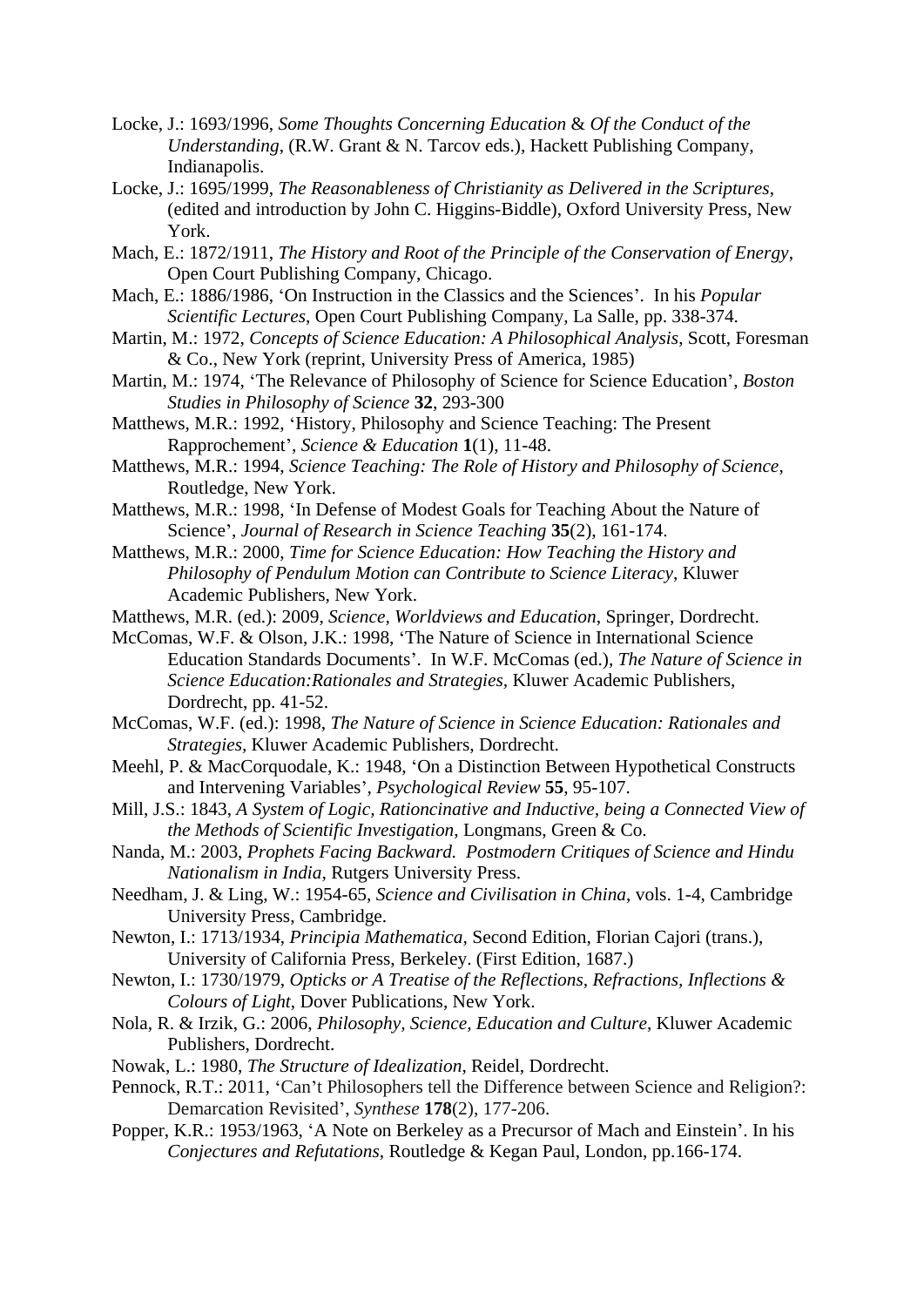Locke, J.: 1693/1996, *Some Thoughts Concerning Education* & *Of the Conduct of the Understanding*, (R.W. Grant & N. Tarcov eds.), Hackett Publishing Company, Indianapolis.

Locke, J.: 1695/1999, *The Reasonableness of Christianity as Delivered in the Scriptures*, (edited and introduction by John C. Higgins-Biddle), Oxford University Press, New York.

Mach, E.: 1872/1911, *The History and Root of the Principle of the Conservation of Energy*, Open Court Publishing Company, Chicago.

Mach, E.: 1886/1986, 'On Instruction in the Classics and the Sciences'. In his *Popular Scientific Lectures*, Open Court Publishing Company, La Salle, pp. 338-374.

Martin, M.: 1972, *Concepts of Science Education: A Philosophical Analysis*, Scott, Foresman & Co., New York (reprint, University Press of America, 1985)

Martin, M.: 1974, 'The Relevance of Philosophy of Science for Science Education', *Boston Studies in Philosophy of Science* **32**, 293-300

Matthews, M.R.: 1992, 'History, Philosophy and Science Teaching: The Present Rapprochement', *Science & Education* **1**(1), 11-48.

Matthews, M.R.: 1994, *Science Teaching: The Role of History and Philosophy of Science*, Routledge, New York.

Matthews, M.R.: 1998, 'In Defense of Modest Goals for Teaching About the Nature of Science', *Journal of Research in Science Teaching* **35**(2), 161-174.

Matthews, M.R.: 2000, *Time for Science Education: How Teaching the History and Philosophy of Pendulum Motion can Contribute to Science Literacy*, Kluwer Academic Publishers, New York.

Matthews, M.R. (ed.): 2009, *Science, Worldviews and Education*, Springer, Dordrecht.

McComas, W.F. & Olson, J.K.: 1998, 'The Nature of Science in International Science Education Standards Documents'. In W.F. McComas (ed.), *The Nature of Science in Science Education:Rationales and Strategies*, Kluwer Academic Publishers, Dordrecht, pp. 41-52.

McComas, W.F. (ed.): 1998, *The Nature of Science in Science Education: Rationales and Strategies*, Kluwer Academic Publishers, Dordrecht.

Meehl, P. & MacCorquodale, K.: 1948, 'On a Distinction Between Hypothetical Constructs and Intervening Variables', *Psychological Review* **55**, 95-107.

Mill, J.S.: 1843, *A System of Logic, Rationcinative and Inductive, being a Connected View of the Methods of Scientific Investigation*, Longmans, Green & Co.

Nanda, M.: 2003, *Prophets Facing Backward. Postmodern Critiques of Science and Hindu Nationalism in India*, Rutgers University Press.

Needham, J. & Ling, W.: 1954-65, *Science and Civilisation in China*, vols. 1-4, Cambridge University Press, Cambridge.

Newton, I.: 1713/1934, *Principia Mathematica*, Second Edition, Florian Cajori (trans.), University of California Press, Berkeley. (First Edition, 1687.)

Newton, I.: 1730/1979, *Opticks or A Treatise of the Reflections, Refractions, Inflections & Colours of Light*, Dover Publications, New York.

Nola, R. & Irzik, G.: 2006, *Philosophy, Science, Education and Culture*, Kluwer Academic Publishers, Dordrecht.

Nowak, L.: 1980, *The Structure of Idealization*, Reidel, Dordrecht.

Pennock, R.T.: 2011, 'Can't Philosophers tell the Difference between Science and Religion?: Demarcation Revisited', *Synthese* **178**(2), 177-206.

Popper, K.R.: 1953/1963, 'A Note on Berkeley as a Precursor of Mach and Einstein'. In his *Conjectures and Refutations*, Routledge & Kegan Paul, London, pp.166-174.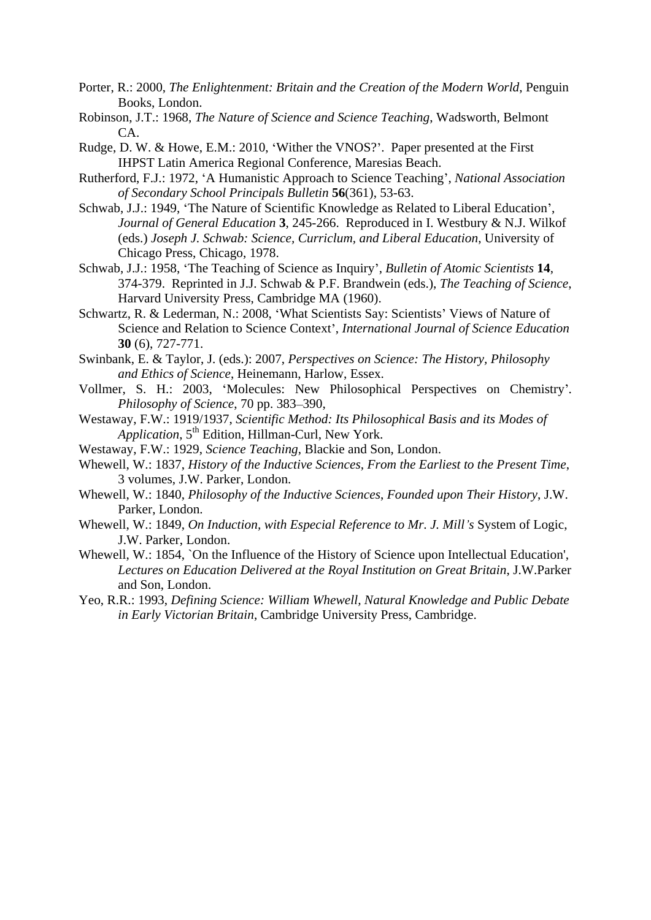Porter, R.: 2000, *The Enlightenment: Britain and the Creation of the Modern World*, Penguin Books, London.

Robinson, J.T.: 1968, *The Nature of Science and Science Teaching*, Wadsworth, Belmont CA.

Rudge, D. W. & Howe, E.M.: 2010, 'Wither the VNOS?'. Paper presented at the First IHPST Latin America Regional Conference, Maresias Beach.

Rutherford, F.J.: 1972, 'A Humanistic Approach to Science Teaching', *National Association of Secondary School Principals Bulletin* **56**(361), 53-63.

Schwab, J.J.: 1949, 'The Nature of Scientific Knowledge as Related to Liberal Education', *Journal of General Education* **3**, 245-266. Reproduced in I. Westbury & N.J. Wilkof (eds.) *Joseph J. Schwab: Science, Curriclum, and Liberal Education*, University of Chicago Press, Chicago, 1978.

Schwab, J.J.: 1958, 'The Teaching of Science as Inquiry', *Bulletin of Atomic Scientists* **14**, 374-379. Reprinted in J.J. Schwab & P.F. Brandwein (eds.), *The Teaching of Science*, Harvard University Press, Cambridge MA (1960).

Schwartz, R. & Lederman, N.: 2008, 'What Scientists Say: Scientists' Views of Nature of Science and Relation to Science Context', *International Journal of Science Education* **30** (6), 727-771.

Swinbank, E. & Taylor, J. (eds.): 2007, *Perspectives on Science: The History, Philosophy and Ethics of Science*, Heinemann, Harlow, Essex.

Vollmer, S. H.: 2003, 'Molecules: New Philosophical Perspectives on Chemistry'. *Philosophy of Science*, 70 pp. 383–390,

Westaway, F.W.: 1919/1937, *Scientific Method: Its Philosophical Basis and its Modes of Application*, 5th Edition, Hillman-Curl, New York.

Westaway, F.W.: 1929, *Science Teaching*, Blackie and Son, London.

Whewell, W.: 1837, *History of the Inductive Sciences, From the Earliest to the Present Time*, 3 volumes, J.W. Parker, London.

Whewell, W.: 1840, *Philosophy of the Inductive Sciences, Founded upon Their History*, J.W. Parker, London.

Whewell, W.: 1849, *On Induction, with Especial Reference to Mr. J. Mill's* System of Logic, J.W. Parker, London.

Whewell, W.: 1854, `On the Influence of the History of Science upon Intellectual Education', *Lectures on Education Delivered at the Royal Institution on Great Britain*, J.W.Parker and Son, London.

Yeo, R.R.: 1993, *Defining Science: William Whewell, Natural Knowledge and Public Debate in Early Victorian Britain*, Cambridge University Press, Cambridge.